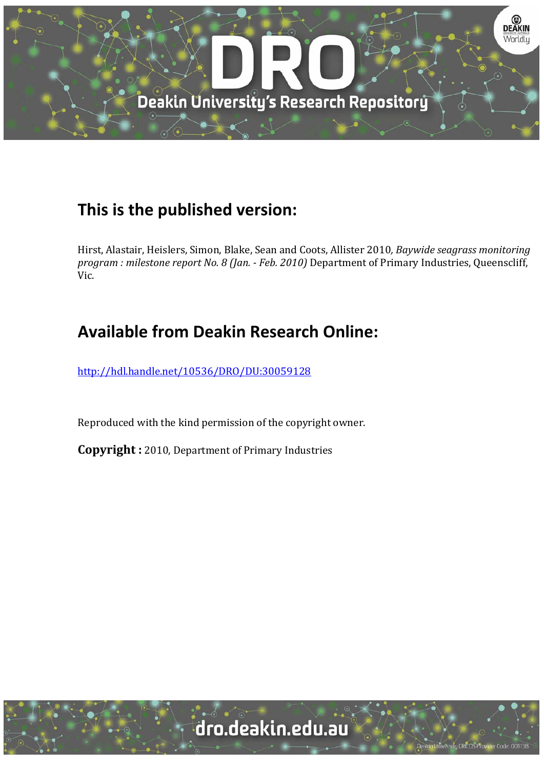## This is the published version:

Hirst, Alastair, Heislers, Simon, Blake, Sean and Coots, Allister 2010*, Baywide seagrass monitoring program : milestone report No. 8 (Jan. - Feb. 2010)* Department of Primary Industries, Queenscliff, Vic.

## Available from Deakin Research Online:

http://hdl.handle.net/10536/DRO/DU:30059128

Reproduced with the kind permission of the copyright owner.

**Copyright :** 2010, Department of Primary Industries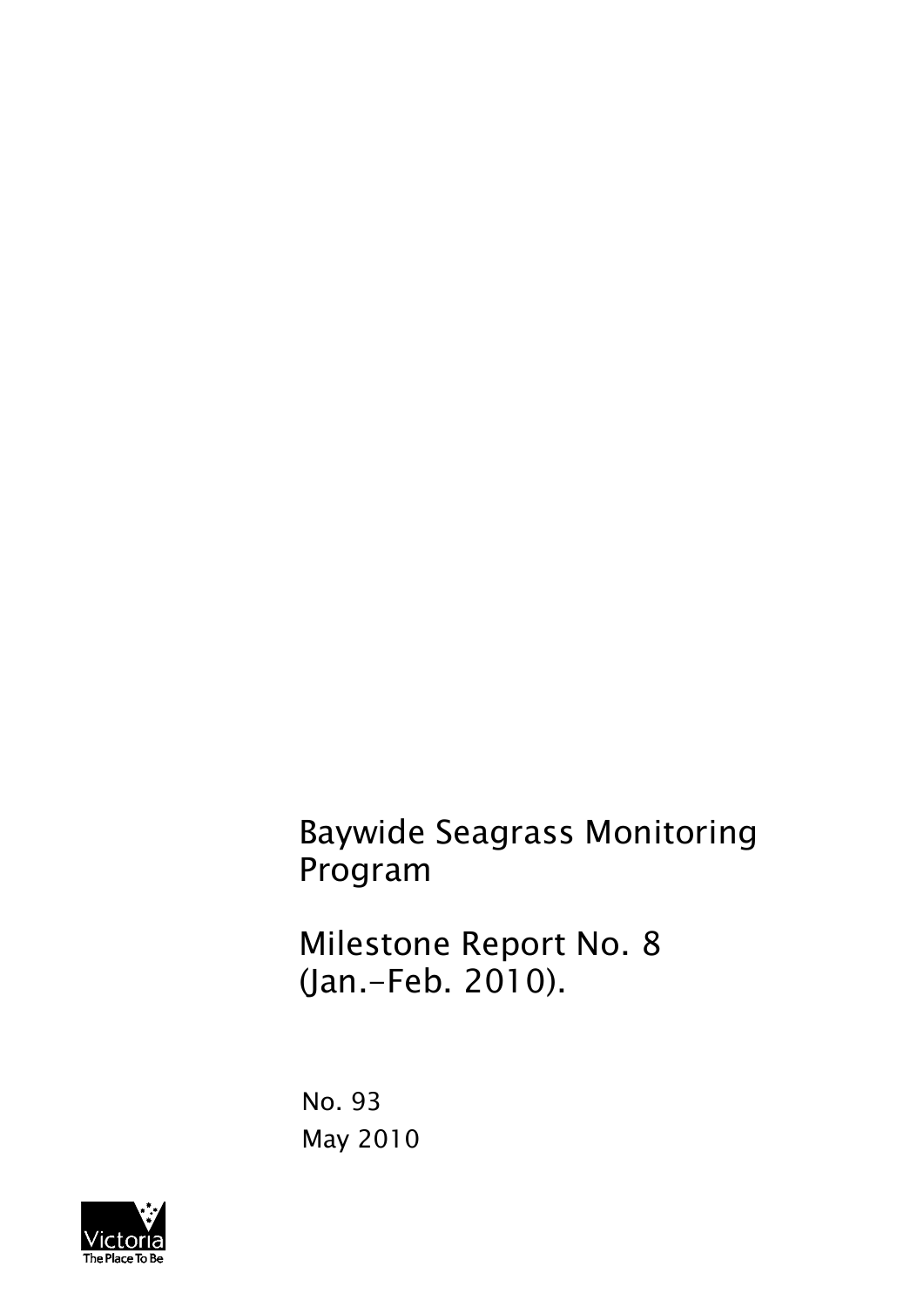# Baywide Seagrass Monitoring Program

# Milestone Report No. 8 (Jan.-Feb. 2010).

No. 93

May 2010

Victoria

The Place To Be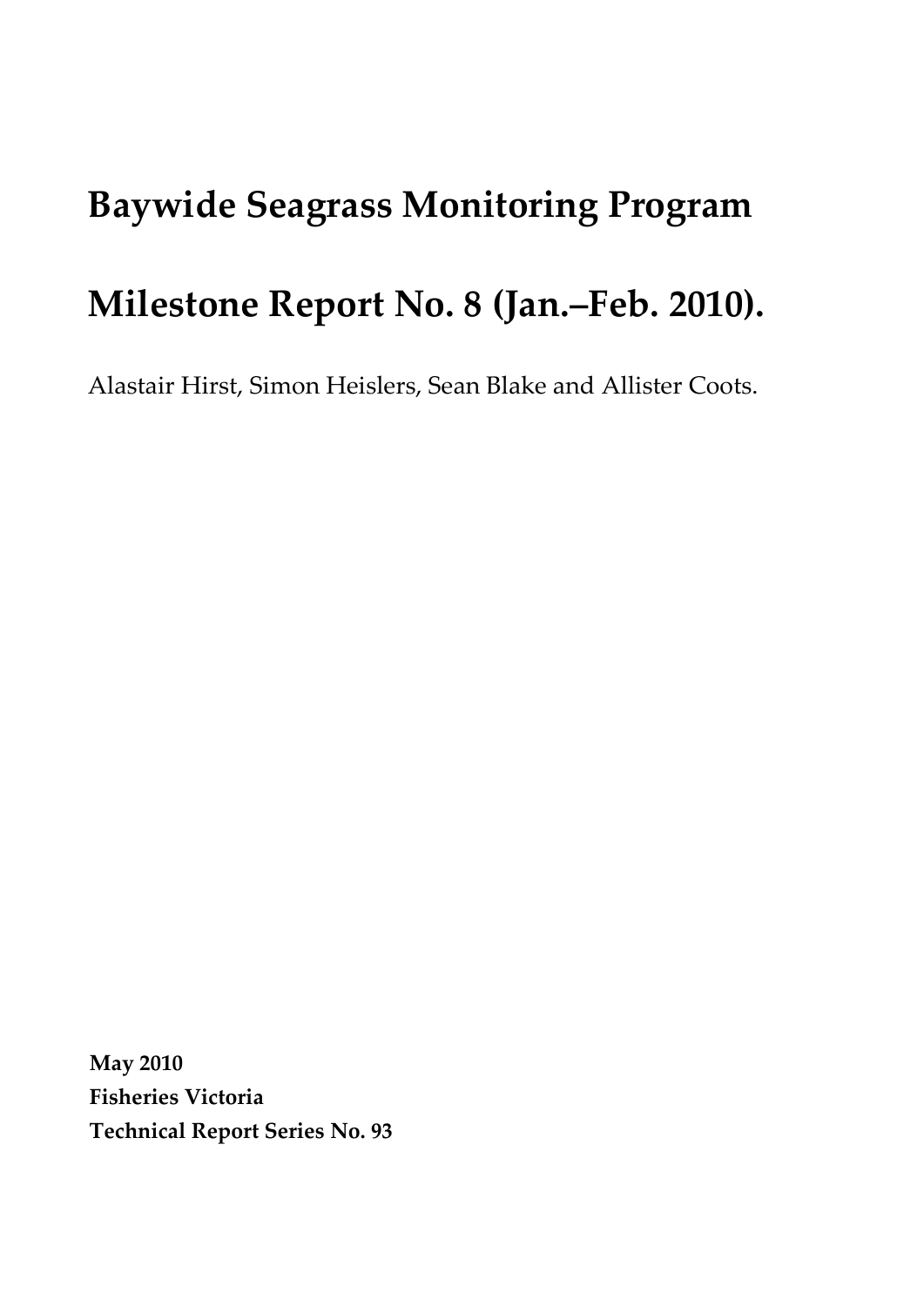# Baywide Seagrass Monitoring Program

# Milestone Report No. 8 (Jan.–Feb. 2010).

Alastair Hirst, Simon Heislers, Sean Blake and Allister Coots.

**May 2010**
**Fisheries Victoria**
**Technical Report Series No. 93**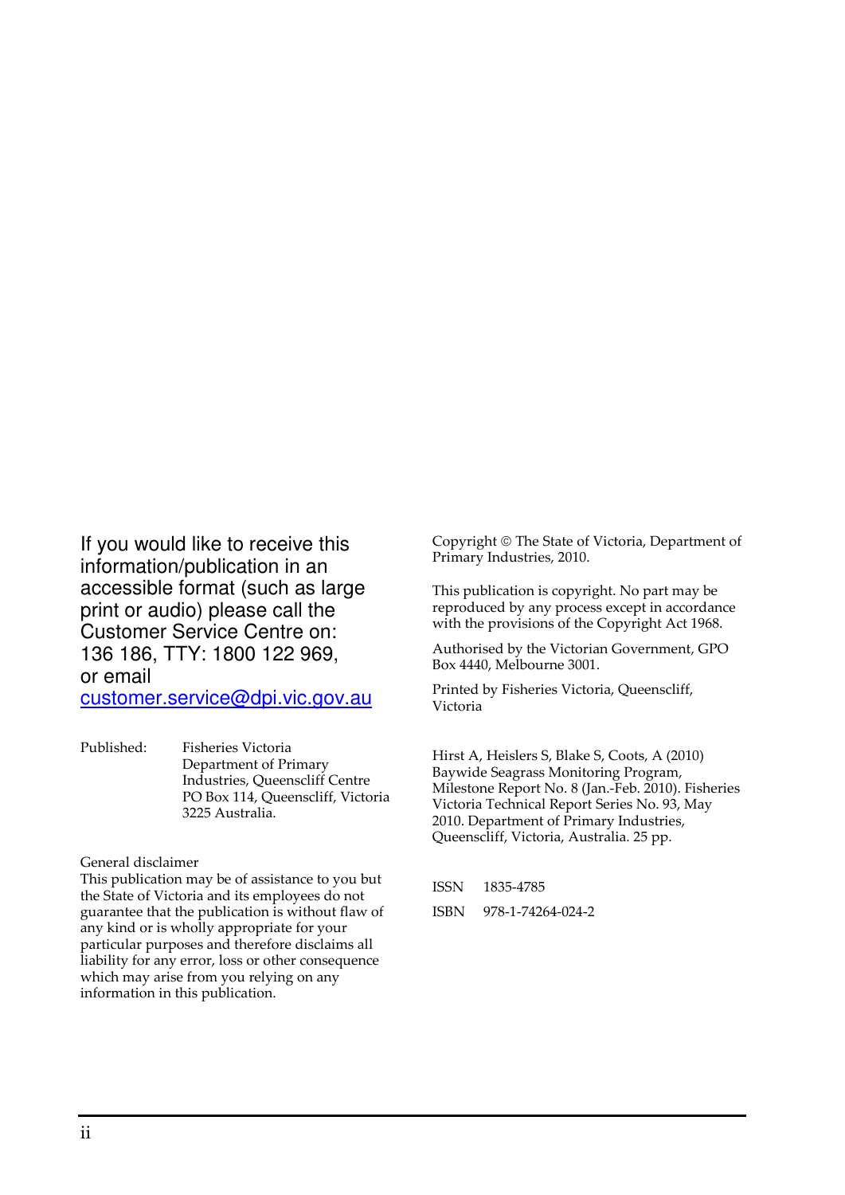If you would like to receive this information/publication in an accessible format (such as large print or audio) please call the Customer Service Centre on: 136 186, TTY: 1800 122 969, or email customer.service@dpi.vic.gov.au

Published: Fisheries Victoria
Department of Primary Industries, Queenscliff Centre
PO Box 114, Queenscliff, Victoria 3225 Australia.

General disclaimer
This publication may be of assistance to you but the State of Victoria and its employees do not guarantee that the publication is without flaw of any kind or is wholly appropriate for your particular purposes and therefore disclaims all liability for any error, loss or other consequence which may arise from you relying on any information in this publication.

Copyright © The State of Victoria, Department of Primary Industries, 2010.

This publication is copyright. No part may be reproduced by any process except in accordance with the provisions of the Copyright Act 1968.

Authorised by the Victorian Government, GPO Box 4440, Melbourne 3001.

Printed by Fisheries Victoria, Queenscliff, Victoria

Hirst A, Heislers S, Blake S, Coots, A (2010) Baywide Seagrass Monitoring Program, Milestone Report No. 8 (Jan.-Feb. 2010). Fisheries Victoria Technical Report Series No. 93, May 2010. Department of Primary Industries, Queenscliff, Victoria, Australia. 25 pp.

ISSN 1835-4785

ISBN 978-1-74264-024-2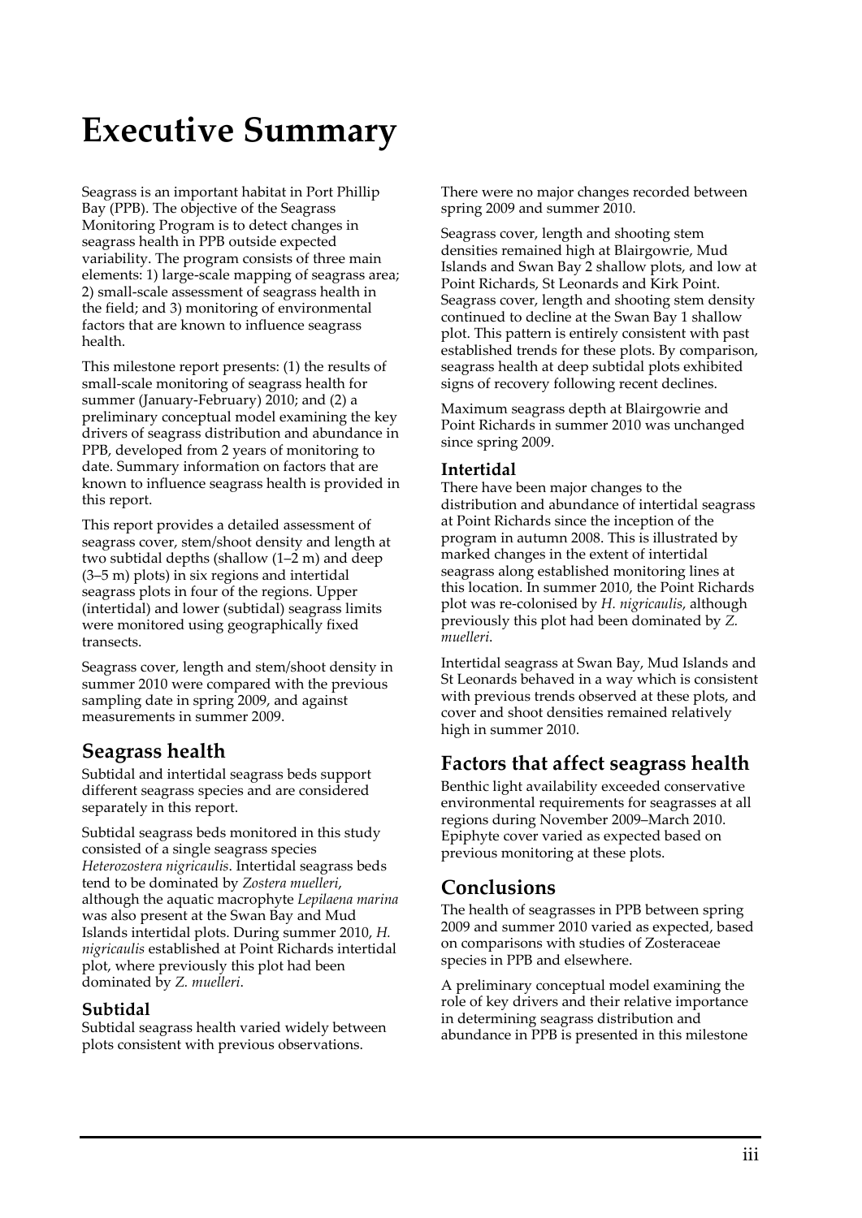# Executive Summary

Seagrass is an important habitat in Port Phillip Bay (PPB). The objective of the Seagrass Monitoring Program is to detect changes in seagrass health in PPB outside expected variability. The program consists of three main elements: 1) large-scale mapping of seagrass area; 2) small-scale assessment of seagrass health in the field; and 3) monitoring of environmental factors that are known to influence seagrass health.

This milestone report presents: (1) the results of small-scale monitoring of seagrass health for summer (January-February) 2010; and (2) a preliminary conceptual model examining the key drivers of seagrass distribution and abundance in PPB, developed from 2 years of monitoring to date. Summary information on factors that are known to influence seagrass health is provided in this report.

This report provides a detailed assessment of seagrass cover, stem/shoot density and length at two subtidal depths (shallow (1–2 m) and deep (3–5 m) plots) in six regions and intertidal seagrass plots in four of the regions. Upper (intertidal) and lower (subtidal) seagrass limits were monitored using geographically fixed transects.

Seagrass cover, length and stem/shoot density in summer 2010 were compared with the previous sampling date in spring 2009, and against measurements in summer 2009.

## Seagrass health

Subtidal and intertidal seagrass beds support different seagrass species and are considered separately in this report.

Subtidal seagrass beds monitored in this study consisted of a single seagrass species *Heterozostera nigricaulis*. Intertidal seagrass beds tend to be dominated by *Zostera muelleri*, although the aquatic macrophyte *Lepilaena marina* was also present at the Swan Bay and Mud Islands intertidal plots. During summer 2010, *H. nigricaulis* established at Point Richards intertidal plot, where previously this plot had been dominated by *Z. muelleri*.

### Subtidal

Subtidal seagrass health varied widely between plots consistent with previous observations.

There were no major changes recorded between spring 2009 and summer 2010.

Seagrass cover, length and shooting stem densities remained high at Blairgowrie, Mud Islands and Swan Bay 2 shallow plots, and low at Point Richards, St Leonards and Kirk Point. Seagrass cover, length and shooting stem density continued to decline at the Swan Bay 1 shallow plot. This pattern is entirely consistent with past established trends for these plots. By comparison, seagrass health at deep subtidal plots exhibited signs of recovery following recent declines.

Maximum seagrass depth at Blairgowrie and Point Richards in summer 2010 was unchanged since spring 2009.

### Intertidal

There have been major changes to the distribution and abundance of intertidal seagrass at Point Richards since the inception of the program in autumn 2008. This is illustrated by marked changes in the extent of intertidal seagrass along established monitoring lines at this location. In summer 2010, the Point Richards plot was re-colonised by *H. nigricaulis*, although previously this plot had been dominated by *Z. muelleri*.

Intertidal seagrass at Swan Bay, Mud Islands and St Leonards behaved in a way which is consistent with previous trends observed at these plots, and cover and shoot densities remained relatively high in summer 2010.

## Factors that affect seagrass health

Benthic light availability exceeded conservative environmental requirements for seagrasses at all regions during November 2009–March 2010. Epiphyte cover varied as expected based on previous monitoring at these plots.

## Conclusions

The health of seagrasses in PPB between spring 2009 and summer 2010 varied as expected, based on comparisons with studies of Zosteraceae species in PPB and elsewhere.

A preliminary conceptual model examining the role of key drivers and their relative importance in determining seagrass distribution and abundance in PPB is presented in this milestone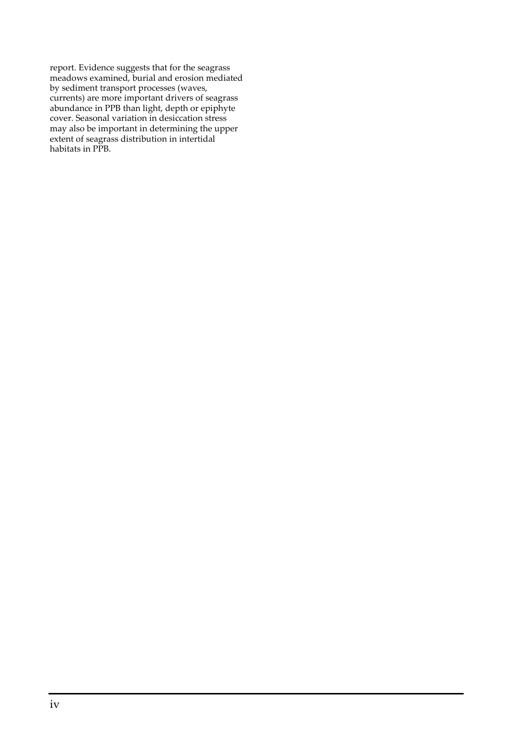report. Evidence suggests that for the seagrass meadows examined, burial and erosion mediated by sediment transport processes (waves, currents) are more important drivers of seagrass abundance in PPB than light, depth or epiphyte cover. Seasonal variation in desiccation stress may also be important in determining the upper extent of seagrass distribution in intertidal habitats in PPB.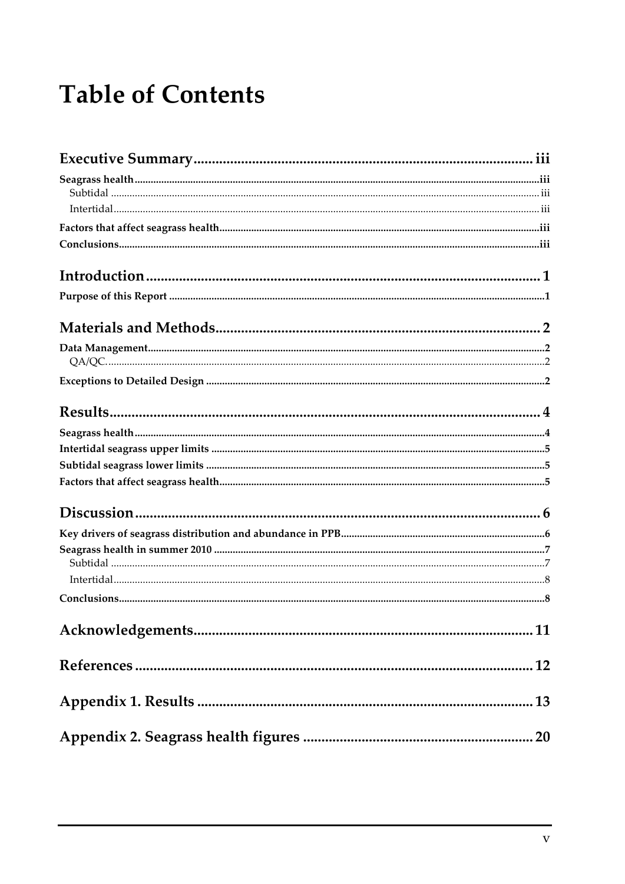# Table of Contents

**Executive Summary** ........ iii

**Seagrass health** ........ iii

Subtidal ........ iii

Intertidal ........ iii

**Factors that affect seagrass health** ........ iii

**Conclusions** ........ iii

**Introduction** ........ 1

**Purpose of this Report** ........ 1

**Materials and Methods** ........ 2

**Data Management** ........ 2

QA/QC. ........ 2

**Exceptions to Detailed Design** ........ 2

**Results** ........ 4

**Seagrass health** ........ 4

**Intertidal seagrass upper limits** ........ 5

**Subtidal seagrass lower limits** ........ 5

**Factors that affect seagrass health** ........ 5

**Discussion** ........ 6

**Key drivers of seagrass distribution and abundance in PPB** ........ 6

**Seagrass health in summer 2010** ........ 7

Subtidal ........ 7

Intertidal ........ 8

**Conclusions** ........ 8

**Acknowledgements** ........ 11

**References** ........ 12

**Appendix 1. Results** ........ 13

**Appendix 2. Seagrass health figures** ........ 20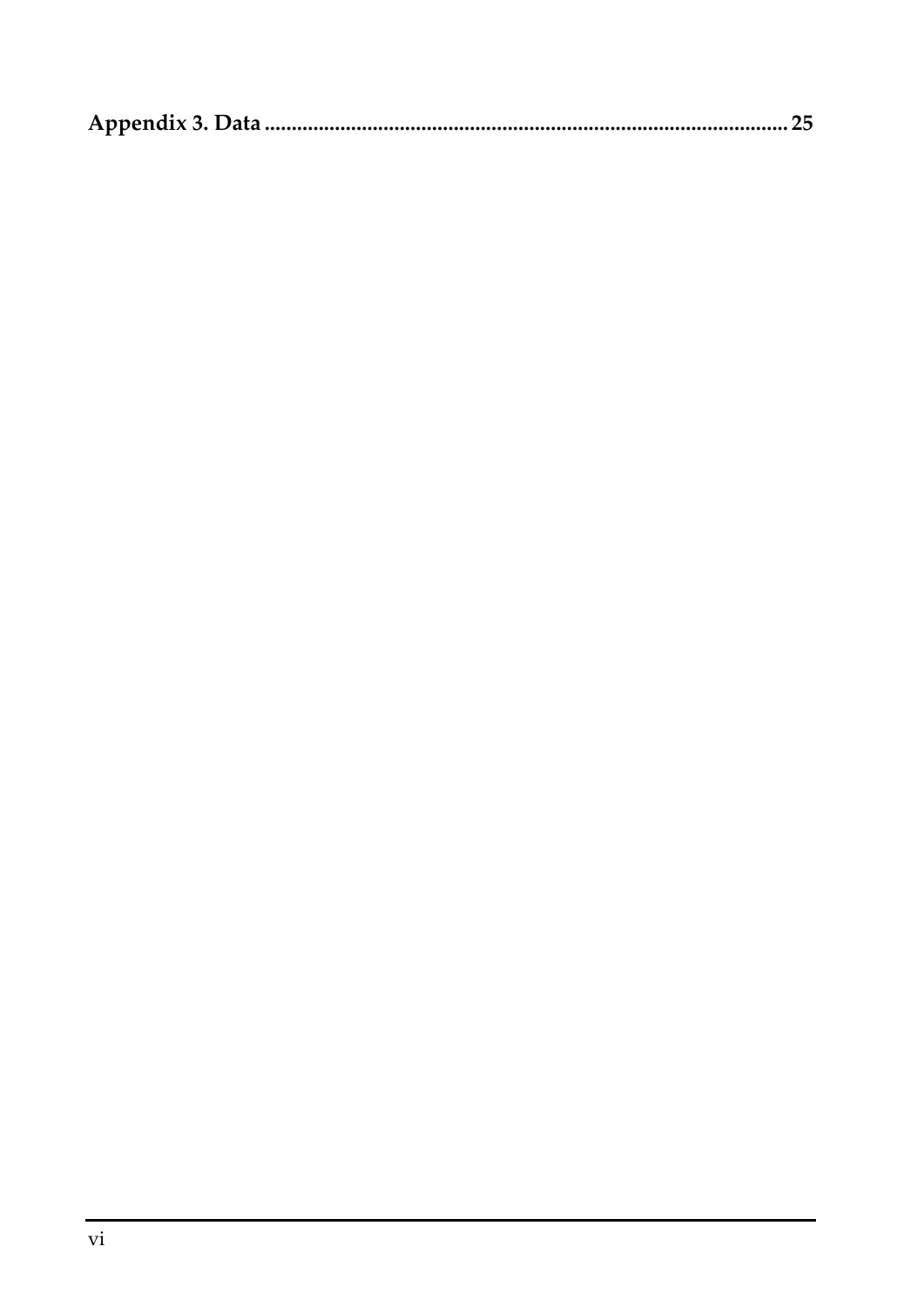**Appendix 3. Data ........................................................................................ 25**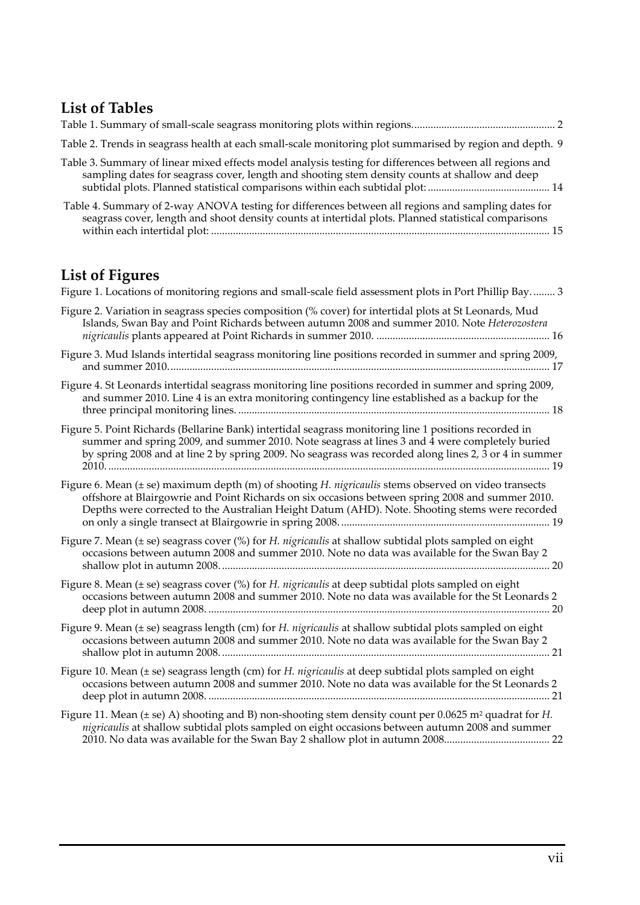## List of Tables

Table 1. Summary of small-scale seagrass monitoring plots within regions. 2

Table 2. Trends in seagrass health at each small-scale monitoring plot summarised by region and depth. 9

Table 3. Summary of linear mixed effects model analysis testing for differences between all regions and sampling dates for seagrass cover, length and shooting stem density counts at shallow and deep subtidal plots. Planned statistical comparisons within each subtidal plot: 14

Table 4. Summary of 2-way ANOVA testing for differences between all regions and sampling dates for seagrass cover, length and shoot density counts at intertidal plots. Planned statistical comparisons within each intertidal plot: 15

## List of Figures

Figure 1. Locations of monitoring regions and small-scale field assessment plots in Port Phillip Bay. 3

Figure 2. Variation in seagrass species composition (% cover) for intertidal plots at St Leonards, Mud Islands, Swan Bay and Point Richards between autumn 2008 and summer 2010. Note *Heterozostera nigricaulis* plants appeared at Point Richards in summer 2010. 16

Figure 3. Mud Islands intertidal seagrass monitoring line positions recorded in summer and spring 2009, and summer 2010. 17

Figure 4. St Leonards intertidal seagrass monitoring line positions recorded in summer and spring 2009, and summer 2010. Line 4 is an extra monitoring contingency line established as a backup for the three principal monitoring lines. 18

Figure 5. Point Richards (Bellarine Bank) intertidal seagrass monitoring line 1 positions recorded in summer and spring 2009, and summer 2010. Note seagrass at lines 3 and 4 were completely buried by spring 2008 and at line 2 by spring 2009. No seagrass was recorded along lines 2, 3 or 4 in summer 2010. 19

Figure 6. Mean (± se) maximum depth (m) of shooting *H. nigricaulis* stems observed on video transects offshore at Blairgowrie and Point Richards on six occasions between spring 2008 and summer 2010. Depths were corrected to the Australian Height Datum (AHD). Note. Shooting stems were recorded on only a single transect at Blairgowrie in spring 2008. 19

Figure 7. Mean (± se) seagrass cover (%) for *H. nigricaulis* at shallow subtidal plots sampled on eight occasions between autumn 2008 and summer 2010. Note no data was available for the Swan Bay 2 shallow plot in autumn 2008. 20

Figure 8. Mean (± se) seagrass cover (%) for *H. nigricaulis* at deep subtidal plots sampled on eight occasions between autumn 2008 and summer 2010. Note no data was available for the St Leonards 2 deep plot in autumn 2008. 20

Figure 9. Mean (± se) seagrass length (cm) for *H. nigricaulis* at shallow subtidal plots sampled on eight occasions between autumn 2008 and summer 2010. Note no data was available for the Swan Bay 2 shallow plot in autumn 2008. 21

Figure 10. Mean (± se) seagrass length (cm) for *H. nigricaulis* at deep subtidal plots sampled on eight occasions between autumn 2008 and summer 2010. Note no data was available for the St Leonards 2 deep plot in autumn 2008. 21

Figure 11. Mean (± se) A) shooting and B) non-shooting stem density count per 0.0625 $m^2$ quadrat for *H. nigricaulis* at shallow subtidal plots sampled on eight occasions between autumn 2008 and summer 2010. No data was available for the Swan Bay 2 shallow plot in autumn 2008. 22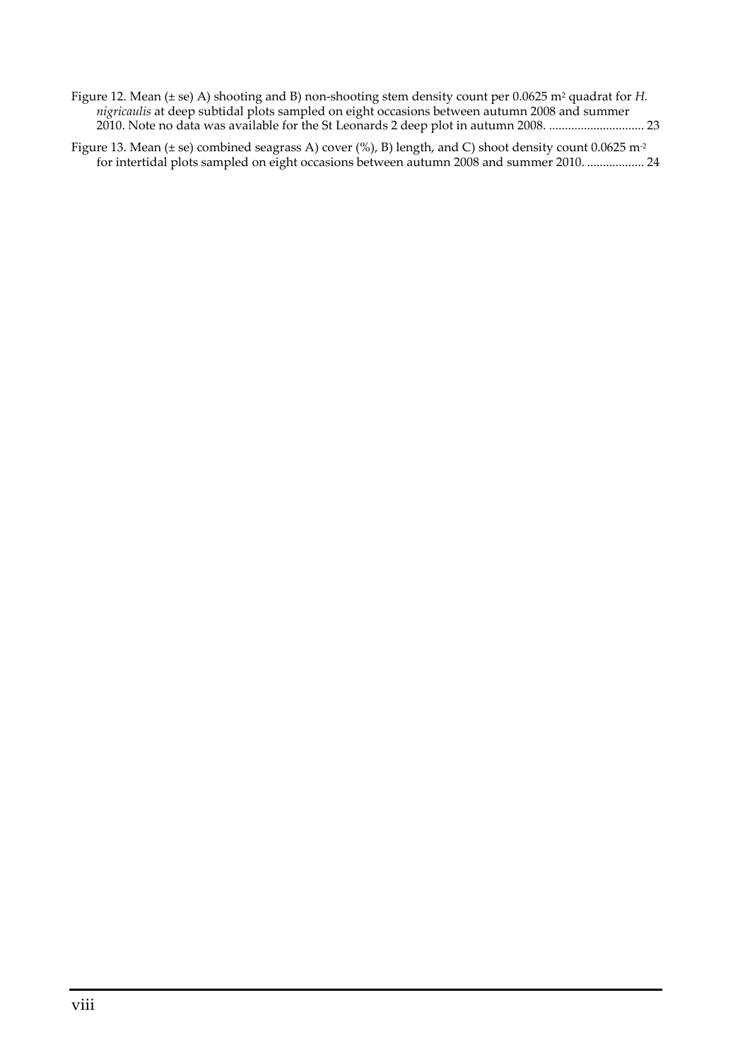Figure 12. Mean (± se) A) shooting and B) non-shooting stem density count per 0.0625 $m^2$ quadrat for *H. nigricaulis* at deep subtidal plots sampled on eight occasions between autumn 2008 and summer 2010. Note no data was available for the St Leonards 2 deep plot in autumn 2008. .............................. 23

Figure 13. Mean (± se) combined seagrass A) cover (%), B) length, and C) shoot density count 0.0625 $m^{-2}$ for intertidal plots sampled on eight occasions between autumn 2008 and summer 2010. .................. 24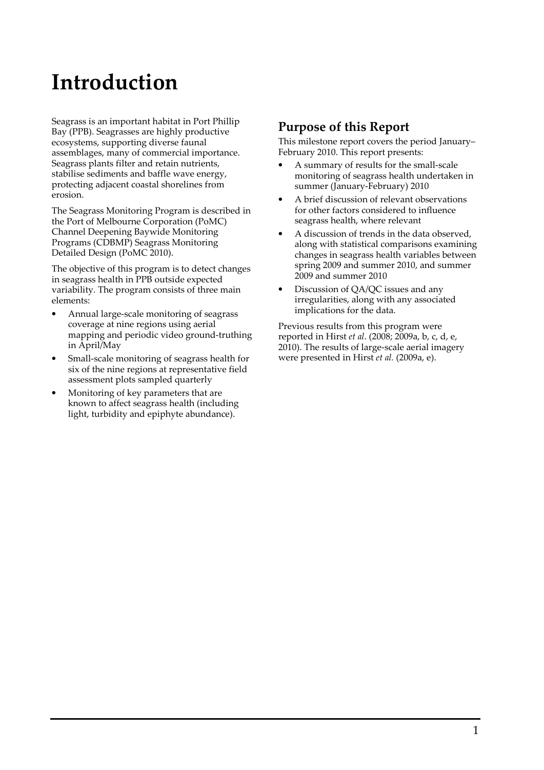# Introduction

Seagrass is an important habitat in Port Phillip Bay (PPB). Seagrasses are highly productive ecosystems, supporting diverse faunal assemblages, many of commercial importance. Seagrass plants filter and retain nutrients, stabilise sediments and baffle wave energy, protecting adjacent coastal shorelines from erosion.

The Seagrass Monitoring Program is described in the Port of Melbourne Corporation (PoMC) Channel Deepening Baywide Monitoring Programs (CDBMP) Seagrass Monitoring Detailed Design (PoMC 2010).

The objective of this program is to detect changes in seagrass health in PPB outside expected variability. The program consists of three main elements:

- Annual large-scale monitoring of seagrass coverage at nine regions using aerial mapping and periodic video ground-truthing in April/May
- Small-scale monitoring of seagrass health for six of the nine regions at representative field assessment plots sampled quarterly
- Monitoring of key parameters that are known to affect seagrass health (including light, turbidity and epiphyte abundance).

## Purpose of this Report

This milestone report covers the period January–February 2010. This report presents:

- A summary of results for the small-scale monitoring of seagrass health undertaken in summer (January-February) 2010
- A brief discussion of relevant observations for other factors considered to influence seagrass health, where relevant
- A discussion of trends in the data observed, along with statistical comparisons examining changes in seagrass health variables between spring 2009 and summer 2010, and summer 2009 and summer 2010
- Discussion of QA/QC issues and any irregularities, along with any associated implications for the data.

Previous results from this program were reported in Hirst *et al*. (2008; 2009a, b, c, d, e, 2010). The results of large-scale aerial imagery were presented in Hirst *et al.* (2009a, e).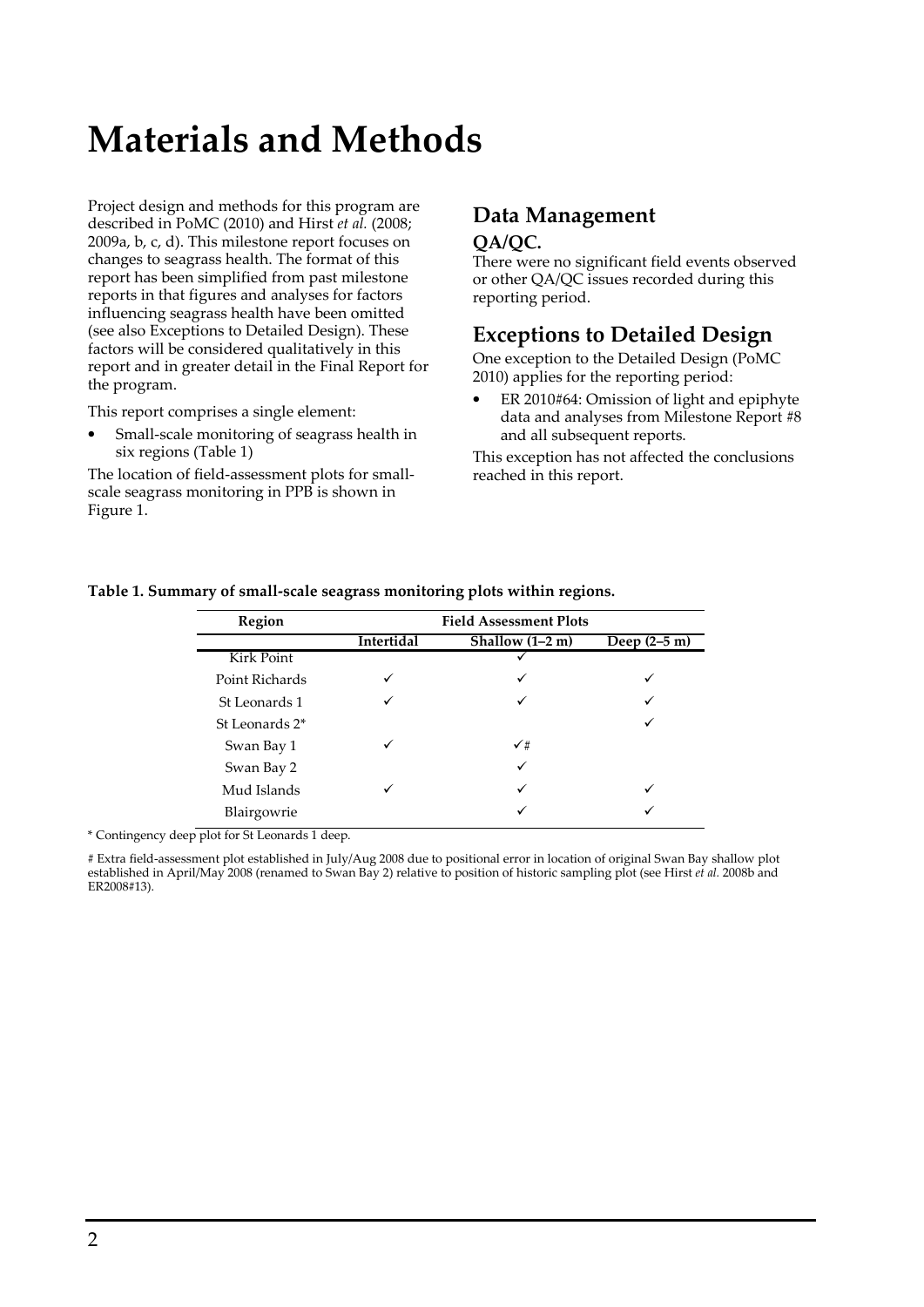# Materials and Methods

Project design and methods for this program are described in PoMC (2010) and Hirst *et al.* (2008; 2009a, b, c, d). This milestone report focuses on changes to seagrass health. The format of this report has been simplified from past milestone reports in that figures and analyses for factors influencing seagrass health have been omitted (see also Exceptions to Detailed Design). These factors will be considered qualitatively in this report and in greater detail in the Final Report for the program.

This report comprises a single element:

- Small-scale monitoring of seagrass health in six regions (Table 1)

The location of field-assessment plots for small-scale seagrass monitoring in PPB is shown in Figure 1.

## Data Management

### QA/QC.

There were no significant field events observed or other QA/QC issues recorded during this reporting period.

## Exceptions to Detailed Design

One exception to the Detailed Design (PoMC 2010) applies for the reporting period:

- ER 2010#64: Omission of light and epiphyte data and analyses from Milestone Report #8 and all subsequent reports.

This exception has not affected the conclusions reached in this report.

**Table 1. Summary of small-scale seagrass monitoring plots within regions.**

| Region | Field Assessment Plots | | |
|---|---|---|---|
| | Intertidal | Shallow (1–2 m) | Deep (2–5 m) |
| Kirk Point | | ✓ | |
| Point Richards | ✓ | ✓ | ✓ |
| St Leonards 1 | ✓ | ✓ | ✓ |
| St Leonards 2* | | | ✓ |
| Swan Bay 1 | ✓ | ✓# | |
| Swan Bay 2 | | ✓ | |
| Mud Islands | ✓ | ✓ | ✓ |
| Blairgowrie | | ✓ | ✓ |

\* Contingency deep plot for St Leonards 1 deep.

# Extra field-assessment plot established in July/Aug 2008 due to positional error in location of original Swan Bay shallow plot established in April/May 2008 (renamed to Swan Bay 2) relative to position of historic sampling plot (see Hirst *et al.* 2008b and ER2008#13).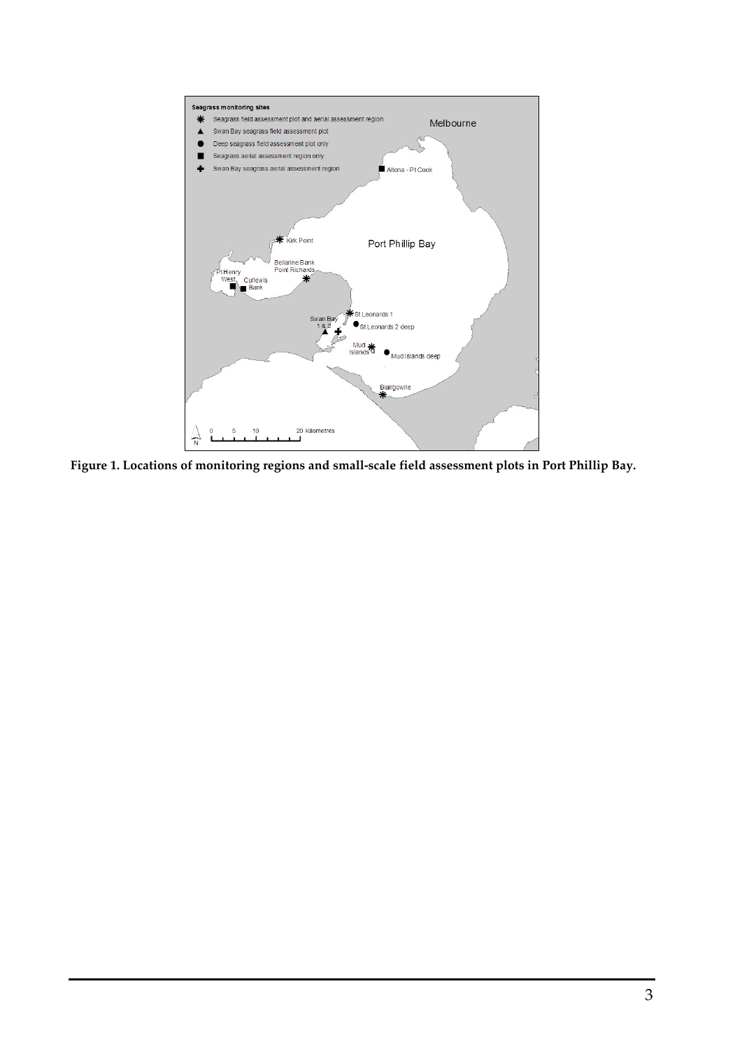**Figure 1. Locations of monitoring regions and small-scale field assessment plots in Port Phillip Bay.**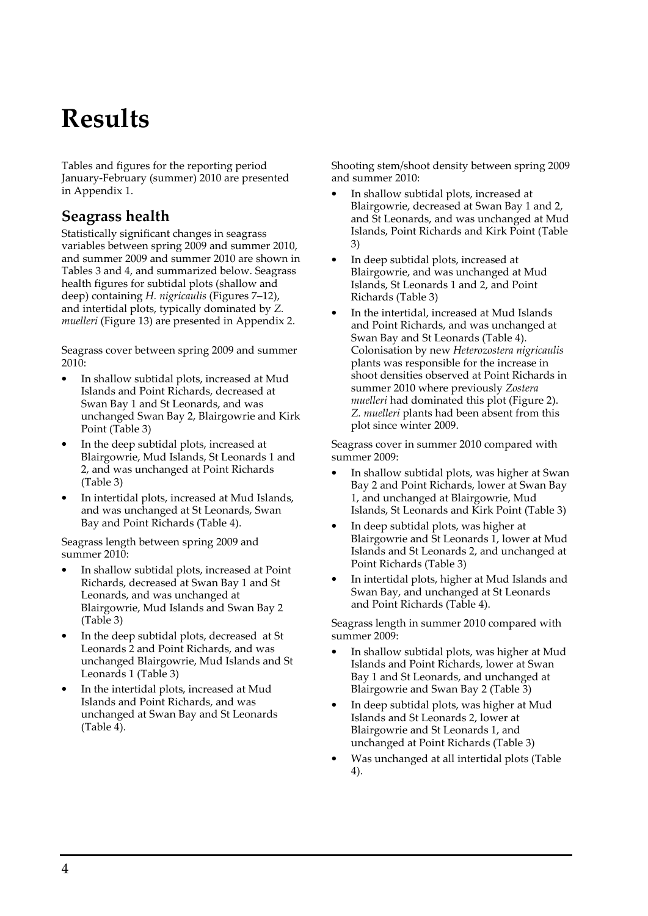# Results

Tables and figures for the reporting period January-February (summer) 2010 are presented in Appendix 1.

## Seagrass health

Statistically significant changes in seagrass variables between spring 2009 and summer 2010, and summer 2009 and summer 2010 are shown in Tables 3 and 4, and summarized below. Seagrass health figures for subtidal plots (shallow and deep) containing *H. nigricaulis* (Figures 7–12), and intertidal plots, typically dominated by *Z. muelleri* (Figure 13) are presented in Appendix 2.

Seagrass cover between spring 2009 and summer 2010:

- In shallow subtidal plots, increased at Mud Islands and Point Richards, decreased at Swan Bay 1 and St Leonards, and was unchanged Swan Bay 2, Blairgowrie and Kirk Point (Table 3)
- In the deep subtidal plots, increased at Blairgowrie, Mud Islands, St Leonards 1 and 2, and was unchanged at Point Richards (Table 3)
- In intertidal plots, increased at Mud Islands, and was unchanged at St Leonards, Swan Bay and Point Richards (Table 4).

Seagrass length between spring 2009 and summer 2010:

- In shallow subtidal plots, increased at Point Richards, decreased at Swan Bay 1 and St Leonards, and was unchanged at Blairgowrie, Mud Islands and Swan Bay 2 (Table 3)
- In the deep subtidal plots, decreased at St Leonards 2 and Point Richards, and was unchanged Blairgowrie, Mud Islands and St Leonards 1 (Table 3)
- In the intertidal plots, increased at Mud Islands and Point Richards, and was unchanged at Swan Bay and St Leonards (Table 4).

Shooting stem/shoot density between spring 2009 and summer 2010:

- In shallow subtidal plots, increased at Blairgowrie, decreased at Swan Bay 1 and 2, and St Leonards, and was unchanged at Mud Islands, Point Richards and Kirk Point (Table 3)
- In deep subtidal plots, increased at Blairgowrie, and was unchanged at Mud Islands, St Leonards 1 and 2, and Point Richards (Table 3)
- In the intertidal, increased at Mud Islands and Point Richards, and was unchanged at Swan Bay and St Leonards (Table 4). Colonisation by new *Heterozostera nigricaulis* plants was responsible for the increase in shoot densities observed at Point Richards in summer 2010 where previously *Zostera muelleri* had dominated this plot (Figure 2). *Z. muelleri* plants had been absent from this plot since winter 2009.

Seagrass cover in summer 2010 compared with summer 2009:

- In shallow subtidal plots, was higher at Swan Bay 2 and Point Richards, lower at Swan Bay 1, and unchanged at Blairgowrie, Mud Islands, St Leonards and Kirk Point (Table 3)
- In deep subtidal plots, was higher at Blairgowrie and St Leonards 1, lower at Mud Islands and St Leonards 2, and unchanged at Point Richards (Table 3)
- In intertidal plots, higher at Mud Islands and Swan Bay, and unchanged at St Leonards and Point Richards (Table 4).

Seagrass length in summer 2010 compared with summer 2009:

- In shallow subtidal plots, was higher at Mud Islands and Point Richards, lower at Swan Bay 1 and St Leonards, and unchanged at Blairgowrie and Swan Bay 2 (Table 3)
- In deep subtidal plots, was higher at Mud Islands and St Leonards 2, lower at Blairgowrie and St Leonards 1, and unchanged at Point Richards (Table 3)
- Was unchanged at all intertidal plots (Table 4).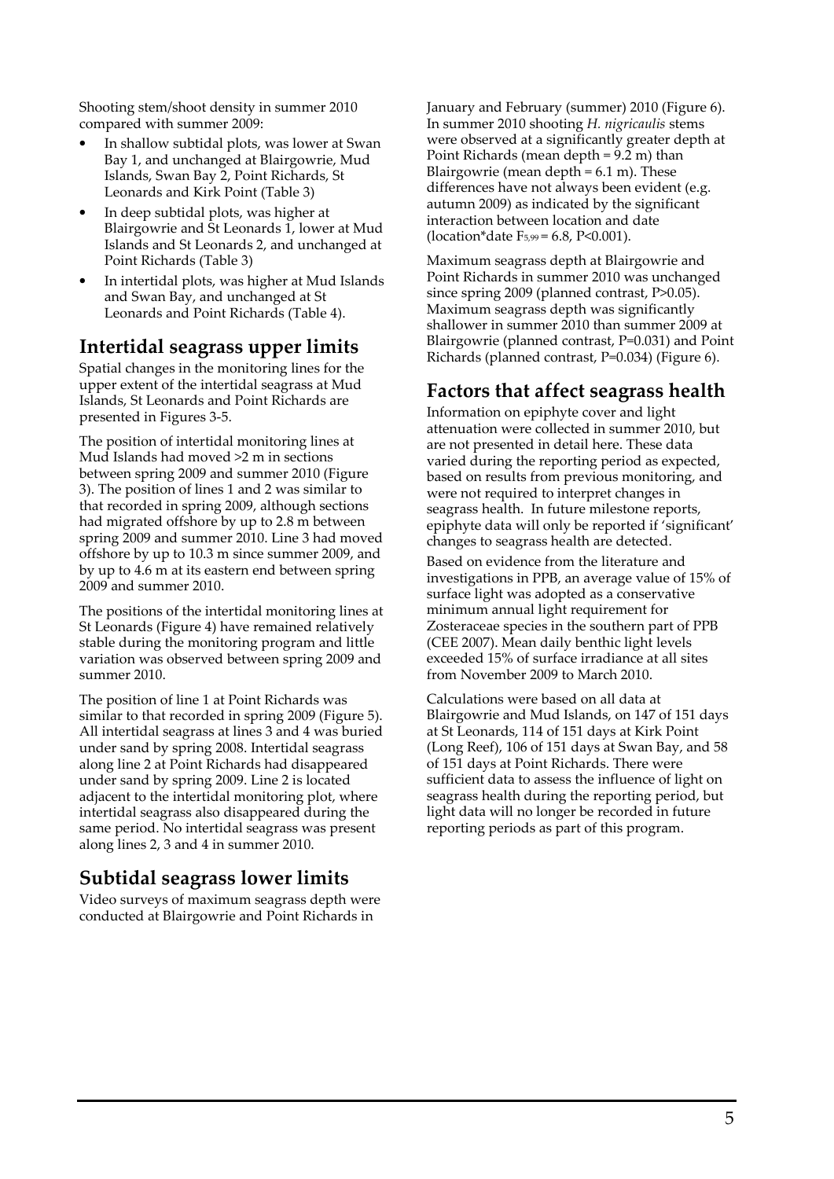Shooting stem/shoot density in summer 2010 compared with summer 2009:

- In shallow subtidal plots, was lower at Swan Bay 1, and unchanged at Blairgowrie, Mud Islands, Swan Bay 2, Point Richards, St Leonards and Kirk Point (Table 3)
- In deep subtidal plots, was higher at Blairgowrie and St Leonards 1, lower at Mud Islands and St Leonards 2, and unchanged at Point Richards (Table 3)
- In intertidal plots, was higher at Mud Islands and Swan Bay, and unchanged at St Leonards and Point Richards (Table 4).

## Intertidal seagrass upper limits

Spatial changes in the monitoring lines for the upper extent of the intertidal seagrass at Mud Islands, St Leonards and Point Richards are presented in Figures 3-5.

The position of intertidal monitoring lines at Mud Islands had moved >2 m in sections between spring 2009 and summer 2010 (Figure 3). The position of lines 1 and 2 was similar to that recorded in spring 2009, although sections had migrated offshore by up to 2.8 m between spring 2009 and summer 2010. Line 3 had moved offshore by up to 10.3 m since summer 2009, and by up to 4.6 m at its eastern end between spring 2009 and summer 2010.

The positions of the intertidal monitoring lines at St Leonards (Figure 4) have remained relatively stable during the monitoring program and little variation was observed between spring 2009 and summer 2010.

The position of line 1 at Point Richards was similar to that recorded in spring 2009 (Figure 5). All intertidal seagrass at lines 3 and 4 was buried under sand by spring 2008. Intertidal seagrass along line 2 at Point Richards had disappeared under sand by spring 2009. Line 2 is located adjacent to the intertidal monitoring plot, where intertidal seagrass also disappeared during the same period. No intertidal seagrass was present along lines 2, 3 and 4 in summer 2010.

## Subtidal seagrass lower limits

Video surveys of maximum seagrass depth were conducted at Blairgowrie and Point Richards in January and February (summer) 2010 (Figure 6). In summer 2010 shooting *H. nigricaulis* stems were observed at a significantly greater depth at Point Richards (mean depth = 9.2 m) than Blairgowrie (mean depth = 6.1 m). These differences have not always been evident (e.g. autumn 2009) as indicated by the significant interaction between location and date (location*date $F_{5,99} = 6.8$, $P<0.001$).

Maximum seagrass depth at Blairgowrie and Point Richards in summer 2010 was unchanged since spring 2009 (planned contrast, $P>0.05$). Maximum seagrass depth was significantly shallower in summer 2010 than summer 2009 at Blairgowrie (planned contrast, $P=0.031$) and Point Richards (planned contrast, $P=0.034$) (Figure 6).

## Factors that affect seagrass health

Information on epiphyte cover and light attenuation were collected in summer 2010, but are not presented in detail here. These data varied during the reporting period as expected, based on results from previous monitoring, and were not required to interpret changes in seagrass health. In future milestone reports, epiphyte data will only be reported if 'significant' changes to seagrass health are detected.

Based on evidence from the literature and investigations in PPB, an average value of 15% of surface light was adopted as a conservative minimum annual light requirement for Zosteraceae species in the southern part of PPB (CEE 2007). Mean daily benthic light levels exceeded 15% of surface irradiance at all sites from November 2009 to March 2010.

Calculations were based on all data at Blairgowrie and Mud Islands, on 147 of 151 days at St Leonards, 114 of 151 days at Kirk Point (Long Reef), 106 of 151 days at Swan Bay, and 58 of 151 days at Point Richards. There were sufficient data to assess the influence of light on seagrass health during the reporting period, but light data will no longer be recorded in future reporting periods as part of this program.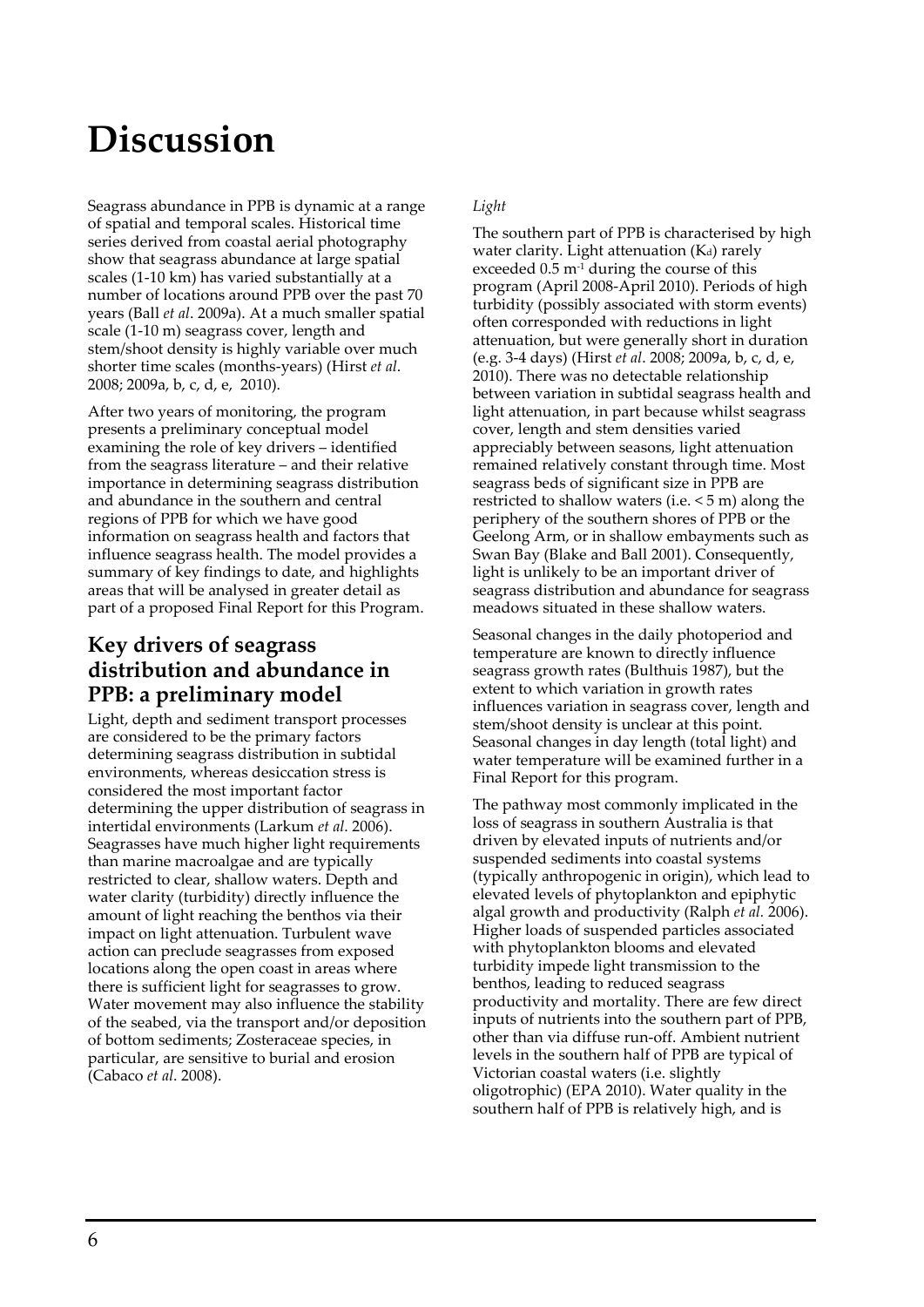# Discussion

Seagrass abundance in PPB is dynamic at a range of spatial and temporal scales. Historical time series derived from coastal aerial photography show that seagrass abundance at large spatial scales (1-10 km) has varied substantially at a number of locations around PPB over the past 70 years (Ball *et al*. 2009a). At a much smaller spatial scale (1-10 m) seagrass cover, length and stem/shoot density is highly variable over much shorter time scales (months-years) (Hirst *et al*. 2008; 2009a, b, c, d, e, 2010).

After two years of monitoring, the program presents a preliminary conceptual model examining the role of key drivers – identified from the seagrass literature – and their relative importance in determining seagrass distribution and abundance in the southern and central regions of PPB for which we have good information on seagrass health and factors that influence seagrass health. The model provides a summary of key findings to date, and highlights areas that will be analysed in greater detail as part of a proposed Final Report for this Program.

## Key drivers of seagrass distribution and abundance in PPB: a preliminary model

Light, depth and sediment transport processes are considered to be the primary factors determining seagrass distribution in subtidal environments, whereas desiccation stress is considered the most important factor determining the upper distribution of seagrass in intertidal environments (Larkum *et al*. 2006). Seagrasses have much higher light requirements than marine macroalgae and are typically restricted to clear, shallow waters. Depth and water clarity (turbidity) directly influence the amount of light reaching the benthos via their impact on light attenuation. Turbulent wave action can preclude seagrasses from exposed locations along the open coast in areas where there is sufficient light for seagrasses to grow. Water movement may also influence the stability of the seabed, via the transport and/or deposition of bottom sediments; Zosteraceae species, in particular, are sensitive to burial and erosion (Cabaco *et al*. 2008).

*Light*

The southern part of PPB is characterised by high water clarity. Light attenuation ($K_d$) rarely exceeded 0.5 $m^{-1}$ during the course of this program (April 2008-April 2010). Periods of high turbidity (possibly associated with storm events) often corresponded with reductions in light attenuation, but were generally short in duration (e.g. 3-4 days) (Hirst *et al*. 2008; 2009a, b, c, d, e, 2010). There was no detectable relationship between variation in subtidal seagrass health and light attenuation, in part because whilst seagrass cover, length and stem densities varied appreciably between seasons, light attenuation remained relatively constant through time. Most seagrass beds of significant size in PPB are restricted to shallow waters (i.e. < 5 m) along the periphery of the southern shores of PPB or the Geelong Arm, or in shallow embayments such as Swan Bay (Blake and Ball 2001). Consequently, light is unlikely to be an important driver of seagrass distribution and abundance for seagrass meadows situated in these shallow waters.

Seasonal changes in the daily photoperiod and temperature are known to directly influence seagrass growth rates (Bulthuis 1987), but the extent to which variation in growth rates influences variation in seagrass cover, length and stem/shoot density is unclear at this point. Seasonal changes in day length (total light) and water temperature will be examined further in a Final Report for this program.

The pathway most commonly implicated in the loss of seagrass in southern Australia is that driven by elevated inputs of nutrients and/or suspended sediments into coastal systems (typically anthropogenic in origin), which lead to elevated levels of phytoplankton and epiphytic algal growth and productivity (Ralph *et al.* 2006). Higher loads of suspended particles associated with phytoplankton blooms and elevated turbidity impede light transmission to the benthos, leading to reduced seagrass productivity and mortality. There are few direct inputs of nutrients into the southern part of PPB, other than via diffuse run-off. Ambient nutrient levels in the southern half of PPB are typical of Victorian coastal waters (i.e. slightly oligotrophic) (EPA 2010). Water quality in the southern half of PPB is relatively high, and is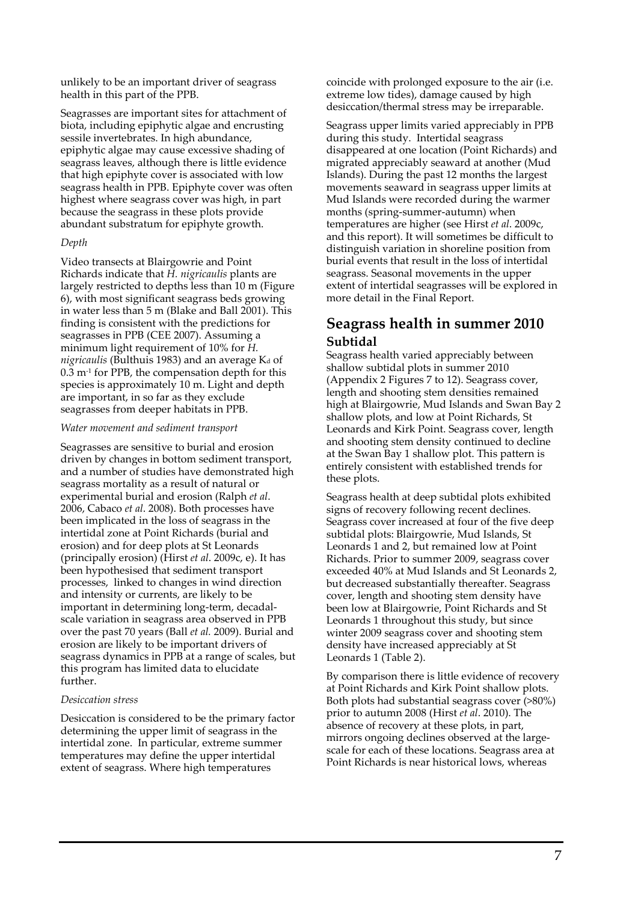unlikely to be an important driver of seagrass health in this part of the PPB.

Seagrasses are important sites for attachment of biota, including epiphytic algae and encrusting sessile invertebrates. In high abundance, epiphytic algae may cause excessive shading of seagrass leaves, although there is little evidence that high epiphyte cover is associated with low seagrass health in PPB. Epiphyte cover was often highest where seagrass cover was high, in part because the seagrass in these plots provide abundant substratum for epiphyte growth.

*Depth*

Video transects at Blairgowrie and Point Richards indicate that *H. nigricaulis* plants are largely restricted to depths less than 10 m (Figure 6), with most significant seagrass beds growing in water less than 5 m (Blake and Ball 2001). This finding is consistent with the predictions for seagrasses in PPB (CEE 2007). Assuming a minimum light requirement of 10% for *H. nigricaulis* (Bulthuis 1983) and an average $K_d$ of $0.3\ m^{-1}$ for PPB, the compensation depth for this species is approximately 10 m. Light and depth are important, in so far as they exclude seagrasses from deeper habitats in PPB.

*Water movement and sediment transport*

Seagrasses are sensitive to burial and erosion driven by changes in bottom sediment transport, and a number of studies have demonstrated high seagrass mortality as a result of natural or experimental burial and erosion (Ralph *et al*. 2006, Cabaco *et al*. 2008). Both processes have been implicated in the loss of seagrass in the intertidal zone at Point Richards (burial and erosion) and for deep plots at St Leonards (principally erosion) (Hirst *et al*. 2009c, e). It has been hypothesised that sediment transport processes, linked to changes in wind direction and intensity or currents, are likely to be important in determining long-term, decadal-scale variation in seagrass area observed in PPB over the past 70 years (Ball *et al.* 2009). Burial and erosion are likely to be important drivers of seagrass dynamics in PPB at a range of scales, but this program has limited data to elucidate further.

*Desiccation stress*

Desiccation is considered to be the primary factor determining the upper limit of seagrass in the intertidal zone. In particular, extreme summer temperatures may define the upper intertidal extent of seagrass. Where high temperatures coincide with prolonged exposure to the air (i.e. extreme low tides), damage caused by high desiccation/thermal stress may be irreparable.

Seagrass upper limits varied appreciably in PPB during this study. Intertidal seagrass disappeared at one location (Point Richards) and migrated appreciably seaward at another (Mud Islands). During the past 12 months the largest movements seaward in seagrass upper limits at Mud Islands were recorded during the warmer months (spring-summer-autumn) when temperatures are higher (see Hirst *et al*. 2009c, and this report). It will sometimes be difficult to distinguish variation in shoreline position from burial events that result in the loss of intertidal seagrass. Seasonal movements in the upper extent of intertidal seagrasses will be explored in more detail in the Final Report.

## Seagrass health in summer 2010

### Subtidal

Seagrass health varied appreciably between shallow subtidal plots in summer 2010 (Appendix 2 Figures 7 to 12). Seagrass cover, length and shooting stem densities remained high at Blairgowrie, Mud Islands and Swan Bay 2 shallow plots, and low at Point Richards, St Leonards and Kirk Point. Seagrass cover, length and shooting stem density continued to decline at the Swan Bay 1 shallow plot. This pattern is entirely consistent with established trends for these plots.

Seagrass health at deep subtidal plots exhibited signs of recovery following recent declines. Seagrass cover increased at four of the five deep subtidal plots: Blairgowrie, Mud Islands, St Leonards 1 and 2, but remained low at Point Richards. Prior to summer 2009, seagrass cover exceeded 40% at Mud Islands and St Leonards 2, but decreased substantially thereafter. Seagrass cover, length and shooting stem density have been low at Blairgowrie, Point Richards and St Leonards 1 throughout this study, but since winter 2009 seagrass cover and shooting stem density have increased appreciably at St Leonards 1 (Table 2).

By comparison there is little evidence of recovery at Point Richards and Kirk Point shallow plots. Both plots had substantial seagrass cover (>80%) prior to autumn 2008 (Hirst *et al*. 2010). The absence of recovery at these plots, in part, mirrors ongoing declines observed at the large-scale for each of these locations. Seagrass area at Point Richards is near historical lows, whereas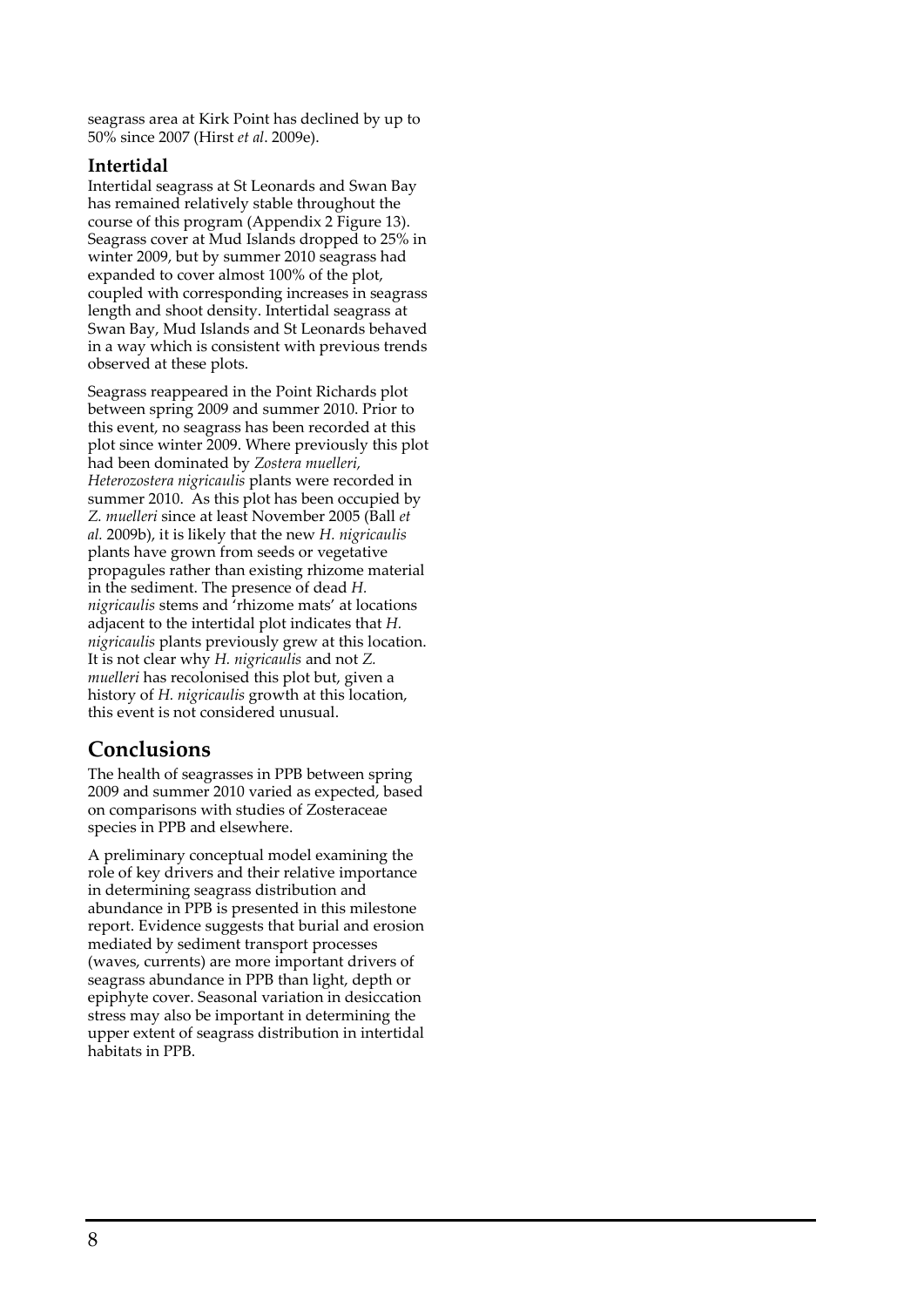seagrass area at Kirk Point has declined by up to 50% since 2007 (Hirst *et al*. 2009e).

### Intertidal

Intertidal seagrass at St Leonards and Swan Bay has remained relatively stable throughout the course of this program (Appendix 2 Figure 13). Seagrass cover at Mud Islands dropped to 25% in winter 2009, but by summer 2010 seagrass had expanded to cover almost 100% of the plot, coupled with corresponding increases in seagrass length and shoot density. Intertidal seagrass at Swan Bay, Mud Islands and St Leonards behaved in a way which is consistent with previous trends observed at these plots.

Seagrass reappeared in the Point Richards plot between spring 2009 and summer 2010. Prior to this event, no seagrass has been recorded at this plot since winter 2009. Where previously this plot had been dominated by *Zostera muelleri, Heterozostera nigricaulis* plants were recorded in summer 2010. As this plot has been occupied by *Z. muelleri* since at least November 2005 (Ball *et al.* 2009b), it is likely that the new *H. nigricaulis* plants have grown from seeds or vegetative propagules rather than existing rhizome material in the sediment. The presence of dead *H. nigricaulis* stems and 'rhizome mats' at locations adjacent to the intertidal plot indicates that *H. nigricaulis* plants previously grew at this location. It is not clear why *H. nigricaulis* and not *Z. muelleri* has recolonised this plot but, given a history of *H. nigricaulis* growth at this location, this event is not considered unusual.

## Conclusions

The health of seagrasses in PPB between spring 2009 and summer 2010 varied as expected, based on comparisons with studies of Zosteraceae species in PPB and elsewhere.

A preliminary conceptual model examining the role of key drivers and their relative importance in determining seagrass distribution and abundance in PPB is presented in this milestone report. Evidence suggests that burial and erosion mediated by sediment transport processes (waves, currents) are more important drivers of seagrass abundance in PPB than light, depth or epiphyte cover. Seasonal variation in desiccation stress may also be important in determining the upper extent of seagrass distribution in intertidal habitats in PPB.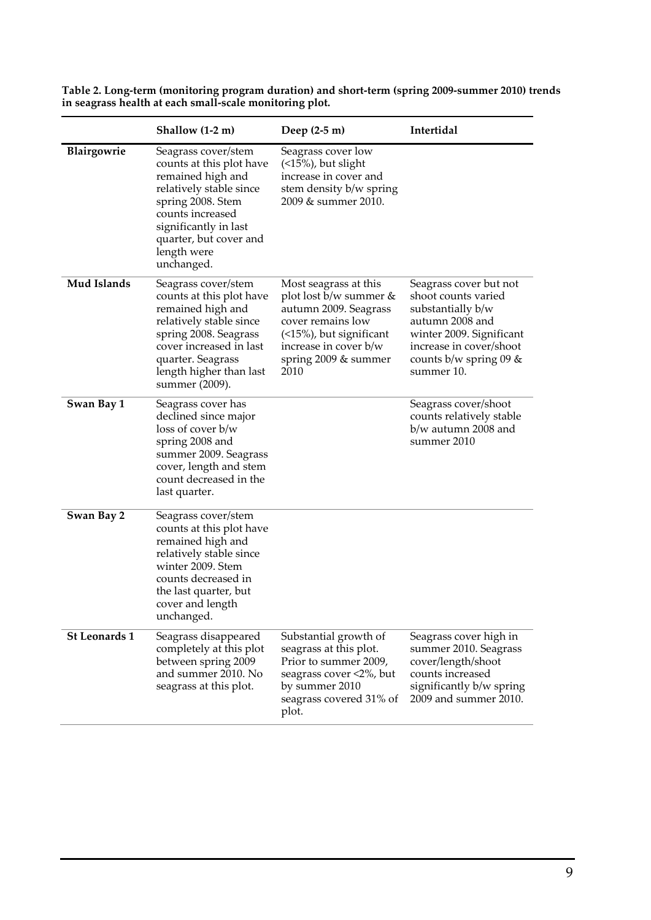**Table 2. Long-term (monitoring program duration) and short-term (spring 2009-summer 2010) trends in seagrass health at each small-scale monitoring plot.**

| | Shallow (1-2 m) | Deep (2-5 m) | Intertidal |
|---|---|---|---|
| **Blairgowrie** | Seagrass cover/stem counts at this plot have remained high and relatively stable since spring 2008. Stem counts increased significantly in last quarter, but cover and length were unchanged. | Seagrass cover low (<15%), but slight increase in cover and stem density b/w spring 2009 & summer 2010. | |
| **Mud Islands** | Seagrass cover/stem counts at this plot have remained high and relatively stable since spring 2008. Seagrass cover increased in last quarter. Seagrass length higher than last summer (2009). | Most seagrass at this plot lost b/w summer & autumn 2009. Seagrass cover remains low (<15%), but significant increase in cover b/w spring 2009 & summer 2010 | Seagrass cover but not shoot counts varied substantially b/w autumn 2008 and winter 2009. Significant increase in cover/shoot counts b/w spring 09 & summer 10. |
| **Swan Bay 1** | Seagrass cover has declined since major loss of cover b/w spring 2008 and summer 2009. Seagrass cover, length and stem count decreased in the last quarter. | | Seagrass cover/shoot counts relatively stable b/w autumn 2008 and summer 2010 |
| **Swan Bay 2** | Seagrass cover/stem counts at this plot have remained high and relatively stable since winter 2009. Stem counts decreased in the last quarter, but cover and length unchanged. | | |
| **St Leonards 1** | Seagrass disappeared completely at this plot between spring 2009 and summer 2010. No seagrass at this plot. | Substantial growth of seagrass at this plot. Prior to summer 2009, seagrass cover <2%, but by summer 2010 seagrass covered 31% of plot. | Seagrass cover high in summer 2010. Seagrass cover/length/shoot counts increased significantly b/w spring 2009 and summer 2010. |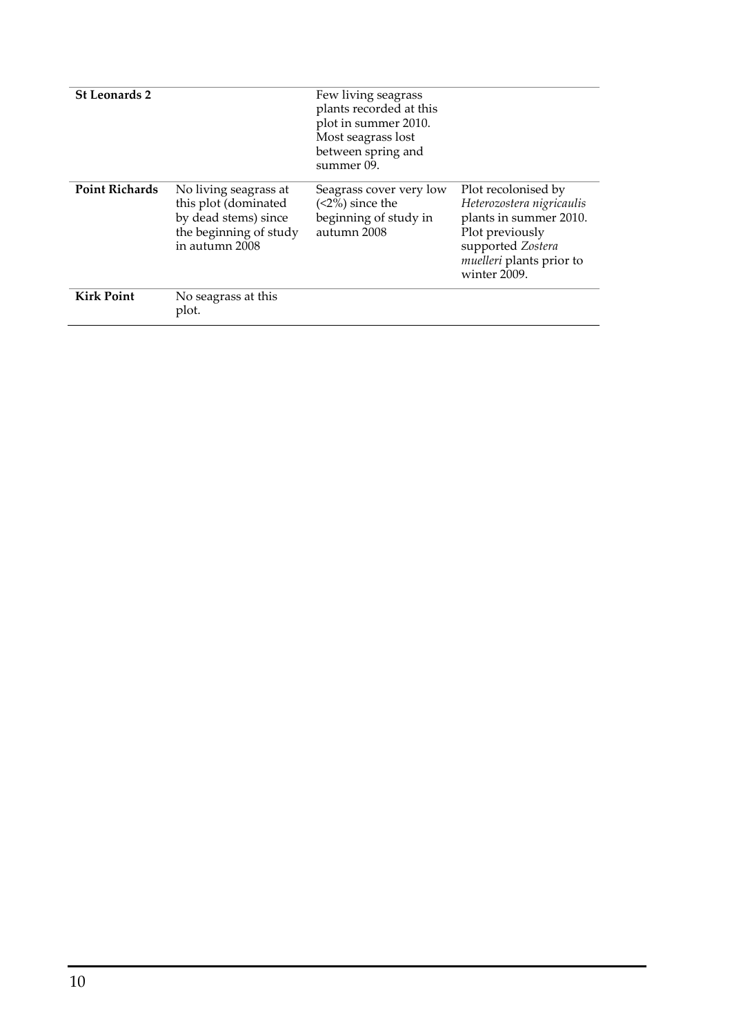| | | | |
|---|---|---|---|
| **St Leonards 2** | | Few living seagrass plants recorded at this plot in summer 2010. Most seagrass lost between spring and summer 09. | |
| **Point Richards** | No living seagrass at this plot (dominated by dead stems) since the beginning of study in autumn 2008 | Seagrass cover very low (<2%) since the beginning of study in autumn 2008 | Plot recolonised by *Heterozostera nigricaulis* plants in summer 2010. Plot previously supported *Zostera muelleri* plants prior to winter 2009. |
| **Kirk Point** | No seagrass at this plot. | | |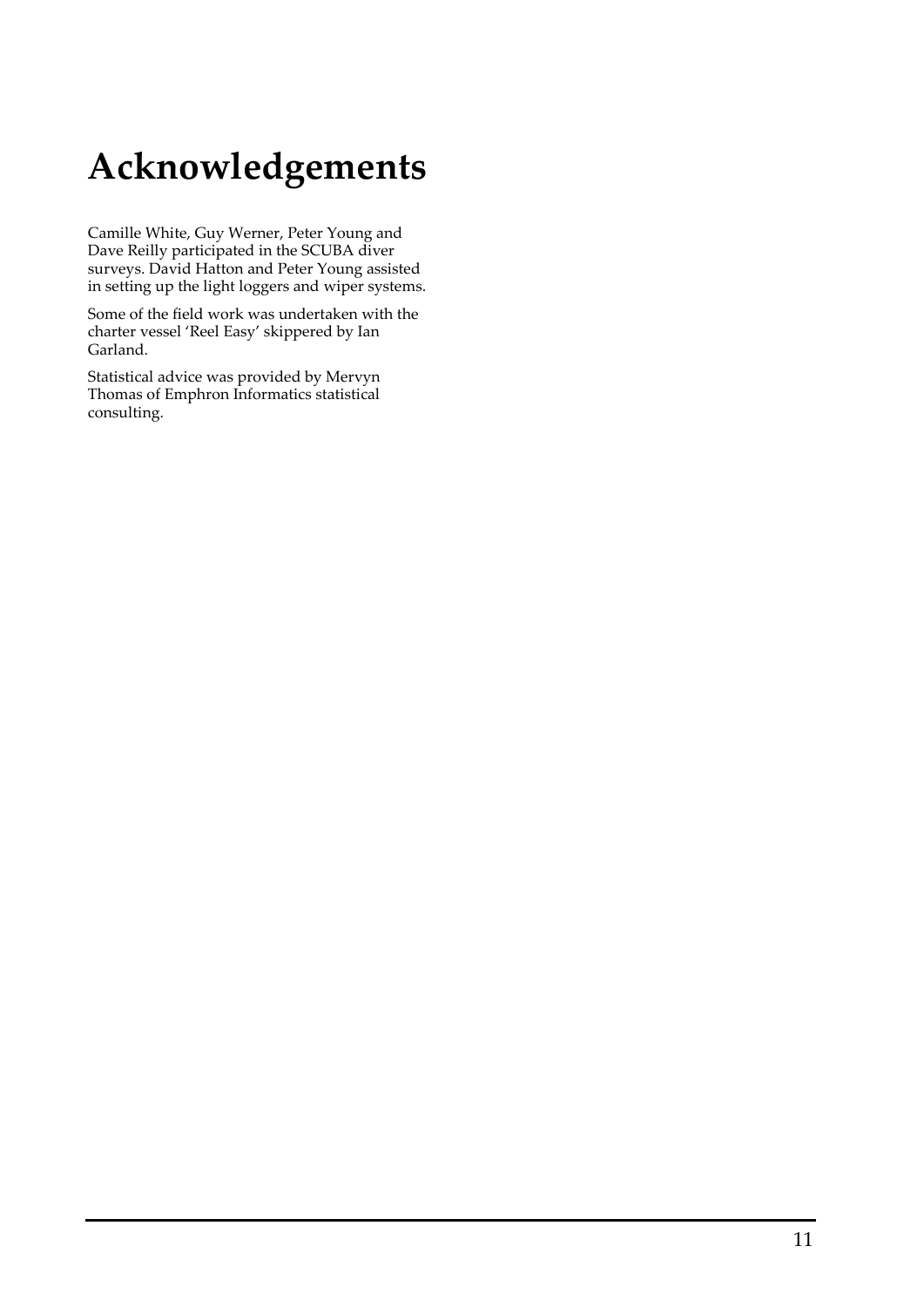# Acknowledgements

Camille White, Guy Werner, Peter Young and Dave Reilly participated in the SCUBA diver surveys. David Hatton and Peter Young assisted in setting up the light loggers and wiper systems.

Some of the field work was undertaken with the charter vessel 'Reel Easy' skippered by Ian Garland.

Statistical advice was provided by Mervyn Thomas of Emphron Informatics statistical consulting.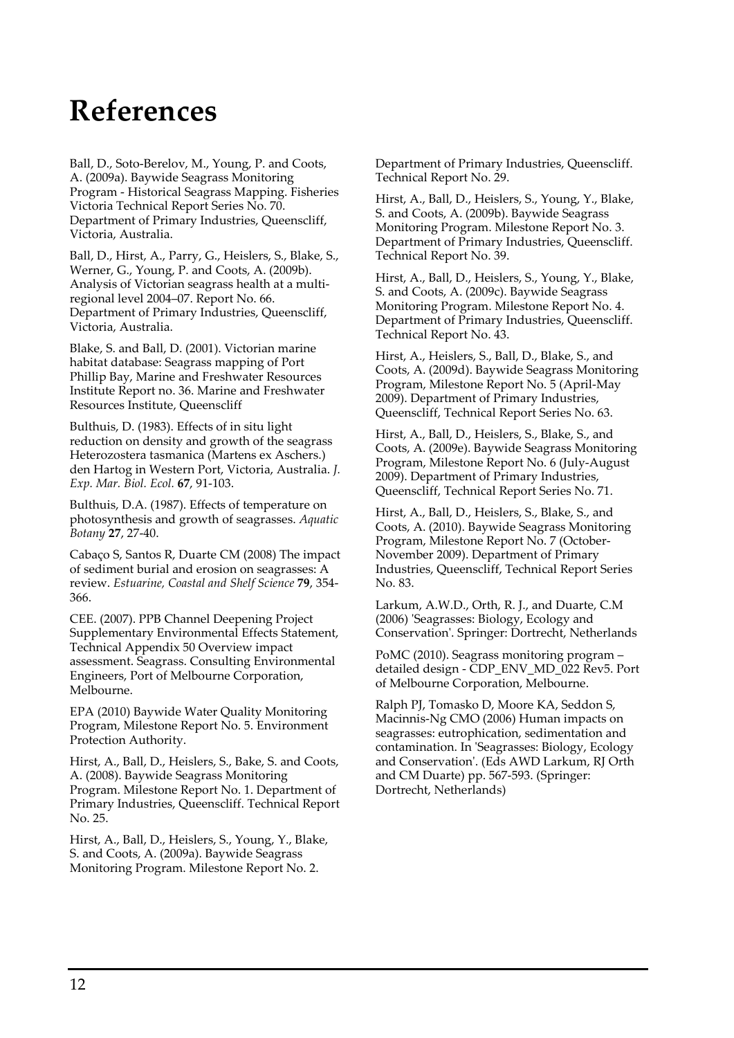# References

Ball, D., Soto-Berelov, M., Young, P. and Coots, A. (2009a). Baywide Seagrass Monitoring Program - Historical Seagrass Mapping. Fisheries Victoria Technical Report Series No. 70. Department of Primary Industries, Queenscliff, Victoria, Australia.

Ball, D., Hirst, A., Parry, G., Heislers, S., Blake, S., Werner, G., Young, P. and Coots, A. (2009b). Analysis of Victorian seagrass health at a multi-regional level 2004–07. Report No. 66. Department of Primary Industries, Queenscliff, Victoria, Australia.

Blake, S. and Ball, D. (2001). Victorian marine habitat database: Seagrass mapping of Port Phillip Bay, Marine and Freshwater Resources Institute Report no. 36. Marine and Freshwater Resources Institute, Queenscliff

Bulthuis, D. (1983). Effects of in situ light reduction on density and growth of the seagrass Heterozostera tasmanica (Martens ex Aschers.) den Hartog in Western Port, Victoria, Australia. *J. Exp. Mar. Biol. Ecol.* **67**, 91-103.

Bulthuis, D.A. (1987). Effects of temperature on photosynthesis and growth of seagrasses. *Aquatic Botany* **27**, 27-40.

Cabaço S, Santos R, Duarte CM (2008) The impact of sediment burial and erosion on seagrasses: A review. *Estuarine, Coastal and Shelf Science* **79**, 354-366.

CEE. (2007). PPB Channel Deepening Project Supplementary Environmental Effects Statement, Technical Appendix 50 Overview impact assessment. Seagrass. Consulting Environmental Engineers, Port of Melbourne Corporation, Melbourne.

EPA (2010) Baywide Water Quality Monitoring Program, Milestone Report No. 5. Environment Protection Authority.

Hirst, A., Ball, D., Heislers, S., Bake, S. and Coots, A. (2008). Baywide Seagrass Monitoring Program. Milestone Report No. 1. Department of Primary Industries, Queenscliff. Technical Report No. 25.

Hirst, A., Ball, D., Heislers, S., Young, Y., Blake, S. and Coots, A. (2009a). Baywide Seagrass Monitoring Program. Milestone Report No. 2. Department of Primary Industries, Queenscliff. Technical Report No. 29.

Hirst, A., Ball, D., Heislers, S., Young, Y., Blake, S. and Coots, A. (2009b). Baywide Seagrass Monitoring Program. Milestone Report No. 3. Department of Primary Industries, Queenscliff. Technical Report No. 39.

Hirst, A., Ball, D., Heislers, S., Young, Y., Blake, S. and Coots, A. (2009c). Baywide Seagrass Monitoring Program. Milestone Report No. 4. Department of Primary Industries, Queenscliff. Technical Report No. 43.

Hirst, A., Heislers, S., Ball, D., Blake, S., and Coots, A. (2009d). Baywide Seagrass Monitoring Program, Milestone Report No. 5 (April-May 2009). Department of Primary Industries, Queenscliff, Technical Report Series No. 63.

Hirst, A., Ball, D., Heislers, S., Blake, S., and Coots, A. (2009e). Baywide Seagrass Monitoring Program, Milestone Report No. 6 (July-August 2009). Department of Primary Industries, Queenscliff, Technical Report Series No. 71.

Hirst, A., Ball, D., Heislers, S., Blake, S., and Coots, A. (2010). Baywide Seagrass Monitoring Program, Milestone Report No. 7 (October-November 2009). Department of Primary Industries, Queenscliff, Technical Report Series No. 83.

Larkum, A.W.D., Orth, R. J., and Duarte, C.M (2006) 'Seagrasses: Biology, Ecology and Conservation'. Springer: Dortrecht, Netherlands

PoMC (2010). Seagrass monitoring program – detailed design - CDP_ENV_MD_022 Rev5. Port of Melbourne Corporation, Melbourne.

Ralph PJ, Tomasko D, Moore KA, Seddon S, Macinnis-Ng CMO (2006) Human impacts on seagrasses: eutrophication, sedimentation and contamination. In 'Seagrasses: Biology, Ecology and Conservation'. (Eds AWD Larkum, RJ Orth and CM Duarte) pp. 567-593. (Springer: Dortrecht, Netherlands)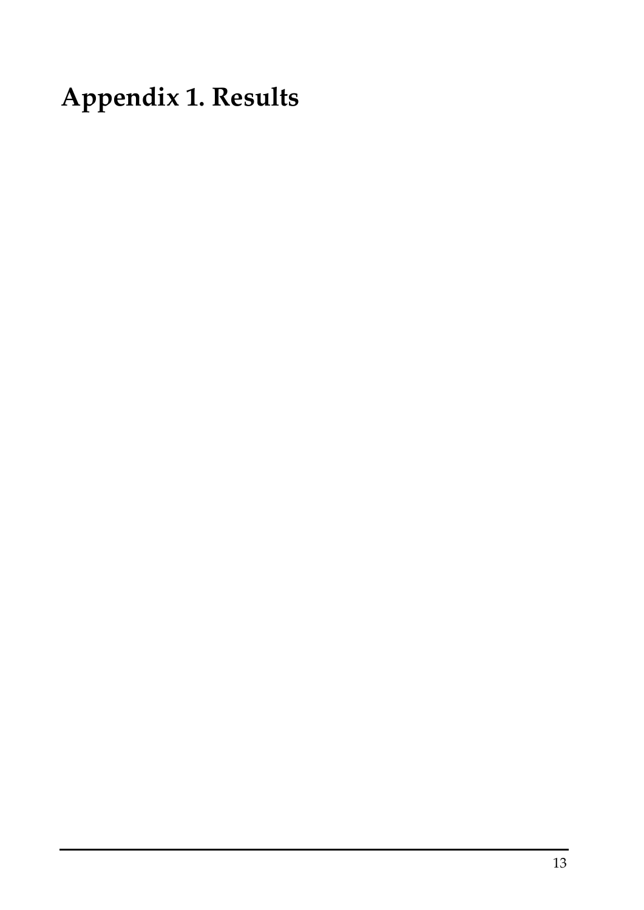# Appendix 1. Results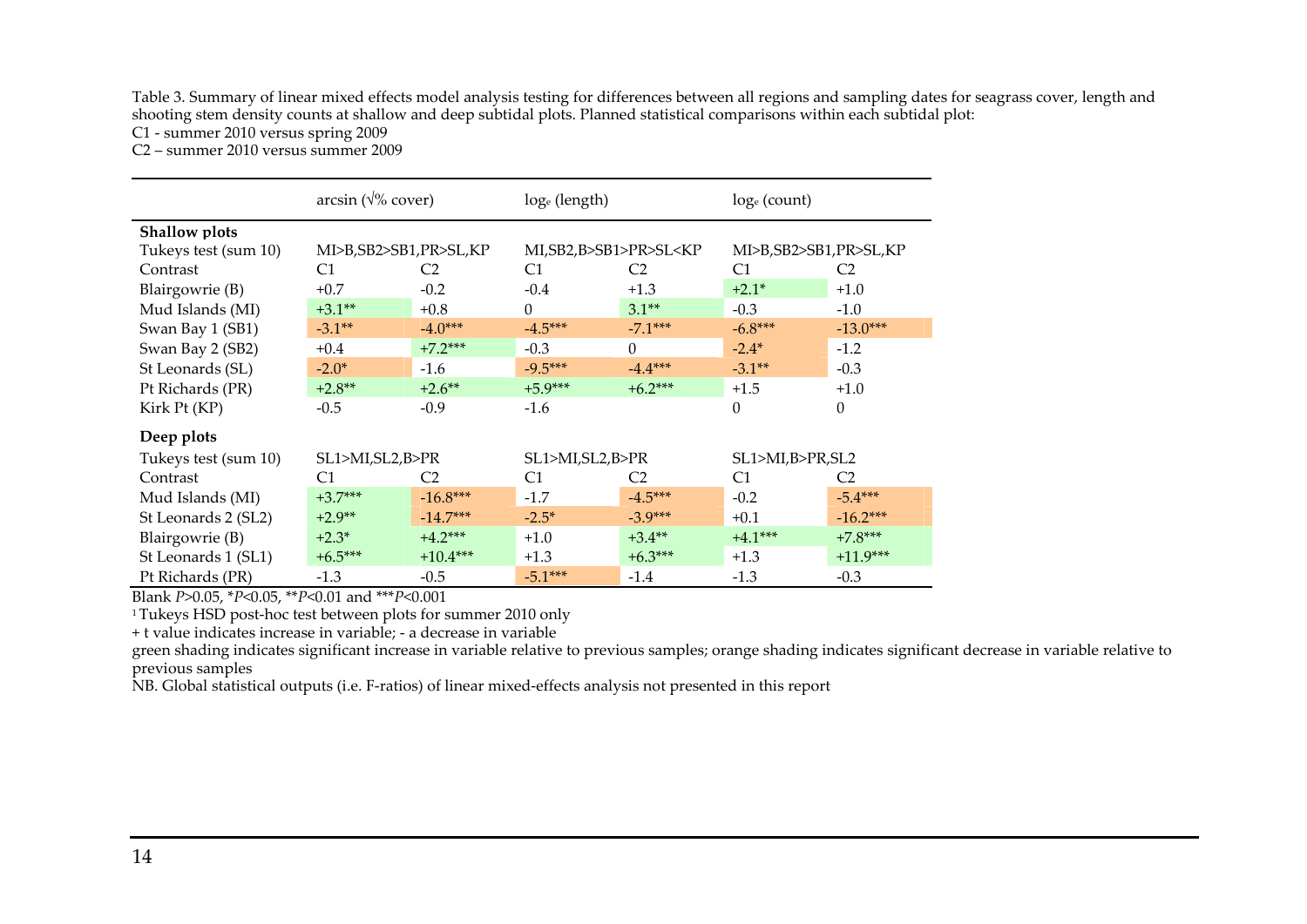Table 3. Summary of linear mixed effects model analysis testing for differences between all regions and sampling dates for seagrass cover, length and shooting stem density counts at shallow and deep subtidal plots. Planned statistical comparisons within each subtidal plot:
C1 - summer 2010 versus spring 2009
C2 – summer 2010 versus summer 2009

| | arcsin (√% cover) | | $\log_e$ (length) | | $\log_e$ (count) | |
|---|---|---|---|---|---|---|
| **Shallow plots** | | | | | | |
| Tukeys test (sum 10) | MI>B,SB2>SB1,PR>SL,KP | | MI,SB2,B>SB1>PR>SL<KP | | MI>B,SB2>SB1,PR>SL,KP | |
| Contrast | C1 | C2 | C1 | C2 | C1 | C2 |
| Blairgowrie (B) | +0.7 | -0.2 | -0.4 | +1.3 | +2.1* | +1.0 |
| Mud Islands (MI) | +3.1** | +0.8 | 0 | 3.1** | -0.3 | -1.0 |
| Swan Bay 1 (SB1) | -3.1** | -4.0*** | -4.5*** | -7.1*** | -6.8*** | -13.0*** |
| Swan Bay 2 (SB2) | +0.4 | +7.2*** | -0.3 | 0 | -2.4* | -1.2 |
| St Leonards (SL) | -2.0* | -1.6 | -9.5*** | -4.4*** | -3.1** | -0.3 |
| Pt Richards (PR) | +2.8** | +2.6** | +5.9*** | +6.2*** | +1.5 | +1.0 |
| Kirk Pt (KP) | -0.5 | -0.9 | -1.6 | | 0 | 0 |
| **Deep plots** | | | | | | |
| Tukeys test (sum 10) | SL1>MI,SL2,B>PR | | SL1>MI,SL2,B>PR | | SL1>MI,B>PR,SL2 | |
| Contrast | C1 | C2 | C1 | C2 | C1 | C2 |
| Mud Islands (MI) | +3.7*** | -16.8*** | -1.7 | -4.5*** | -0.2 | -5.4*** |
| St Leonards 2 (SL2) | +2.9** | -14.7*** | -2.5* | -3.9*** | +0.1 | -16.2*** |
| Blairgowrie (B) | +2.3* | +4.2*** | +1.0 | +3.4** | +4.1*** | +7.8*** |
| St Leonards 1 (SL1) | +6.5*** | +10.4*** | +1.3 | +6.3*** | +1.3 | +11.9*** |
| Pt Richards (PR) | -1.3 | -0.5 | -5.1*** | -1.4 | -1.3 | -0.3 |

Blank $P>0.05$, *$P<0.05$, **$P<0.01$ and ***$P<0.001$

[1] Tukeys HSD post-hoc test between plots for summer 2010 only

+ t value indicates increase in variable; - a decrease in variable

green shading indicates significant increase in variable relative to previous samples; orange shading indicates significant decrease in variable relative to previous samples

NB. Global statistical outputs (i.e. F-ratios) of linear mixed-effects analysis not presented in this report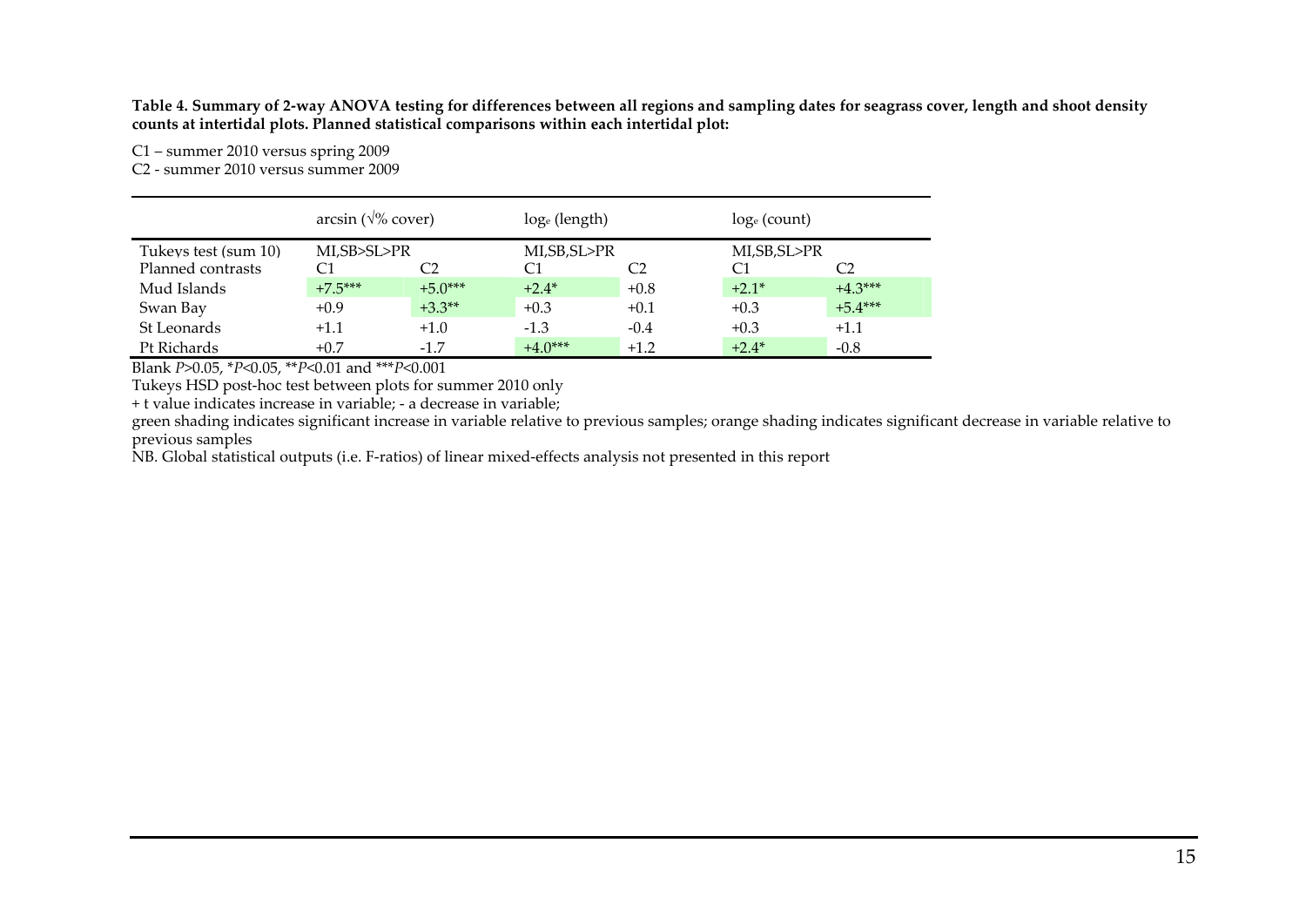**Table 4. Summary of 2-way ANOVA testing for differences between all regions and sampling dates for seagrass cover, length and shoot density counts at intertidal plots. Planned statistical comparisons within each intertidal plot:**

C1 – summer 2010 versus spring 2009
C2 - summer 2010 versus summer 2009

| | arcsin (√% cover) | | $\log_e$ (length) | | $\log_e$ (count) | |
|---|---|---|---|---|---|---|
| Tukeys test (sum 10) | MI,SB>SL>PR | | MI,SB,SL>PR | | MI,SB,SL>PR | |
| Planned contrasts | C1 | C2 | C1 | C2 | C1 | C2 |
| Mud Islands | +7.5*** | +5.0*** | +2.4* | +0.8 | +2.1* | +4.3*** |
| Swan Bay | +0.9 | +3.3** | +0.3 | +0.1 | +0.3 | +5.4*** |
| St Leonards | +1.1 | +1.0 | -1.3 | -0.4 | +0.3 | +1.1 |
| Pt Richards | +0.7 | -1.7 | +4.0*** | +1.2 | +2.4* | -0.8 |

Blank $P$>0.05, \*$P$<0.05, \*\*$P$<0.01 and \*\*\*$P$<0.001

Tukeys HSD post-hoc test between plots for summer 2010 only

+ t value indicates increase in variable; - a decrease in variable;

green shading indicates significant increase in variable relative to previous samples; orange shading indicates significant decrease in variable relative to previous samples

NB. Global statistical outputs (i.e. F-ratios) of linear mixed-effects analysis not presented in this report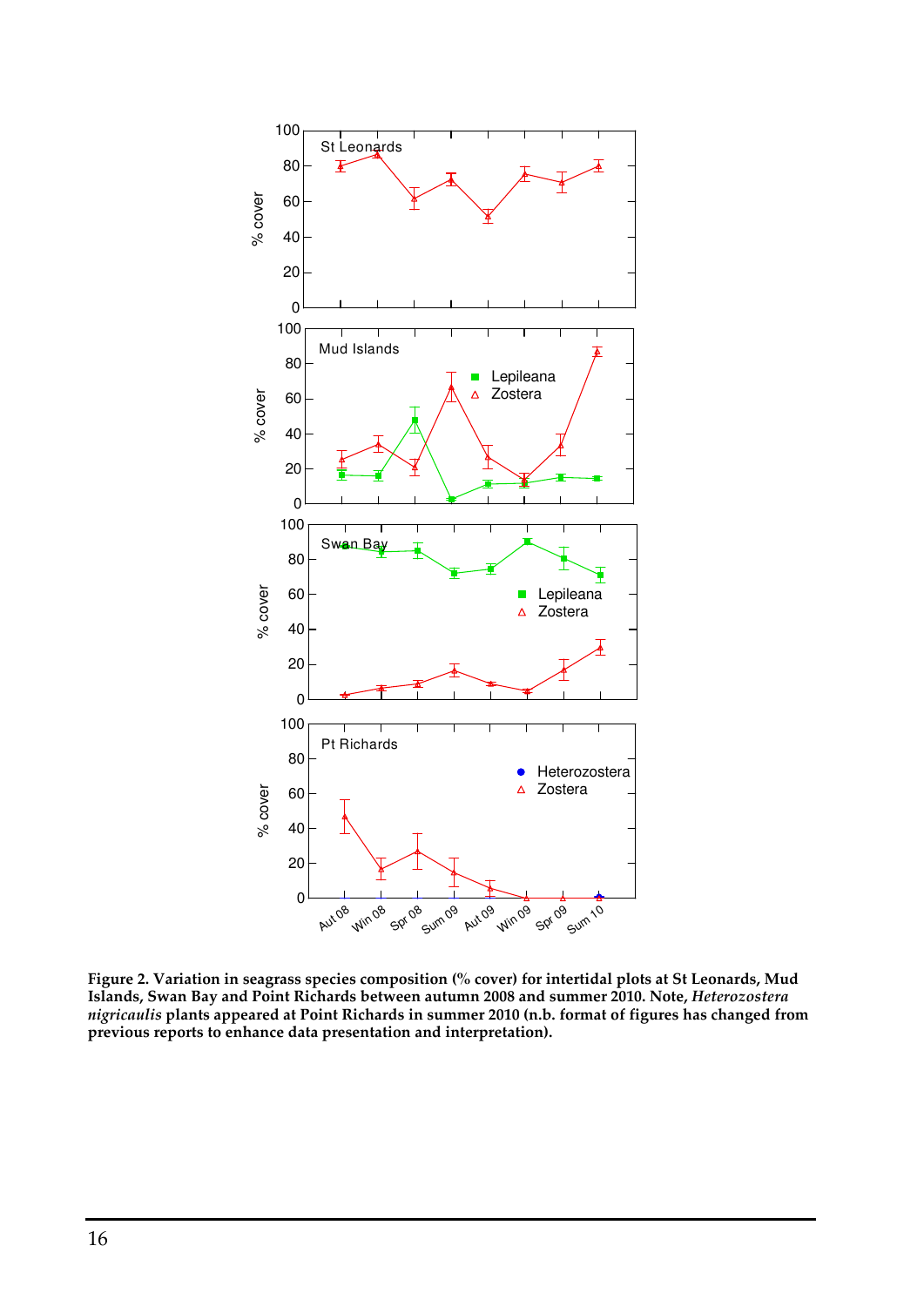**Figure 2. Variation in seagrass species composition (% cover) for intertidal plots at St Leonards, Mud Islands, Swan Bay and Point Richards between autumn 2008 and summer 2010. Note, *Heterozostera nigricaulis* plants appeared at Point Richards in summer 2010 (n.b. format of figures has changed from previous reports to enhance data presentation and interpretation).**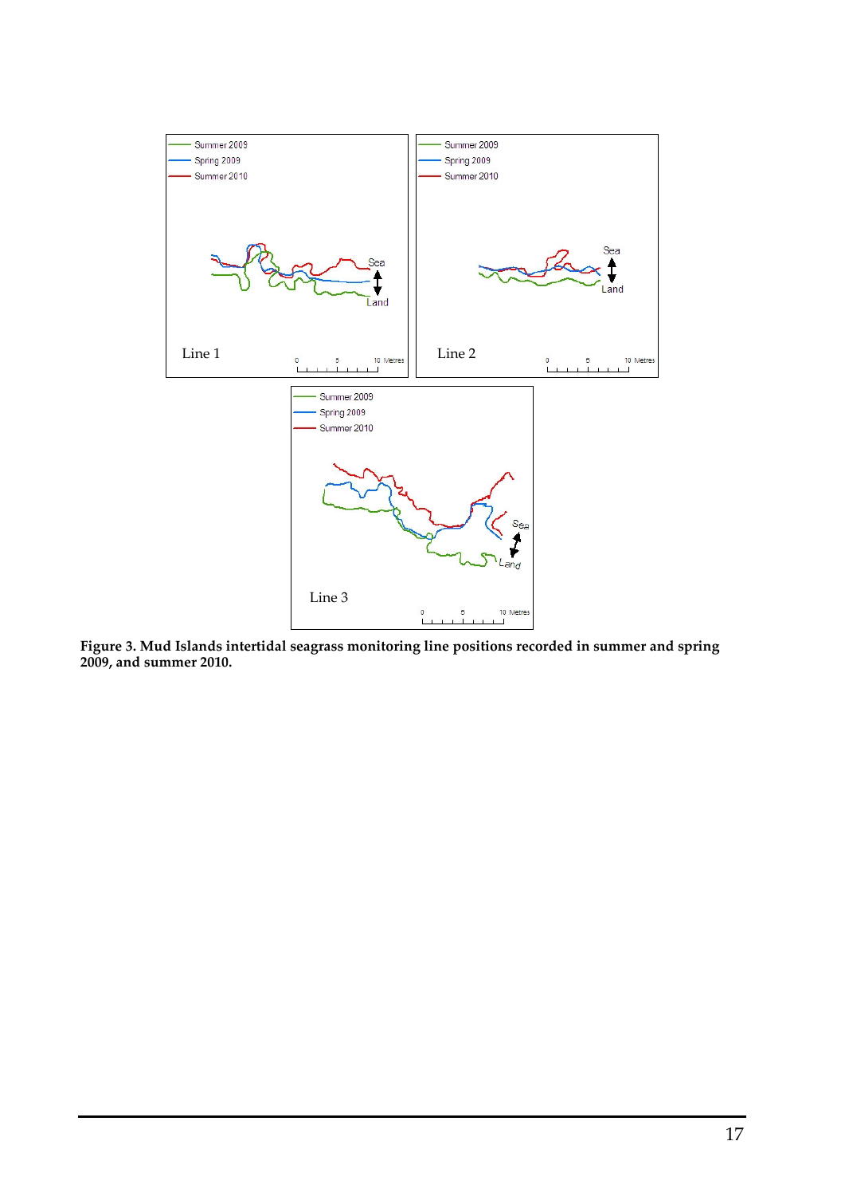**Figure 3. Mud Islands intertidal seagrass monitoring line positions recorded in summer and spring 2009, and summer 2010.**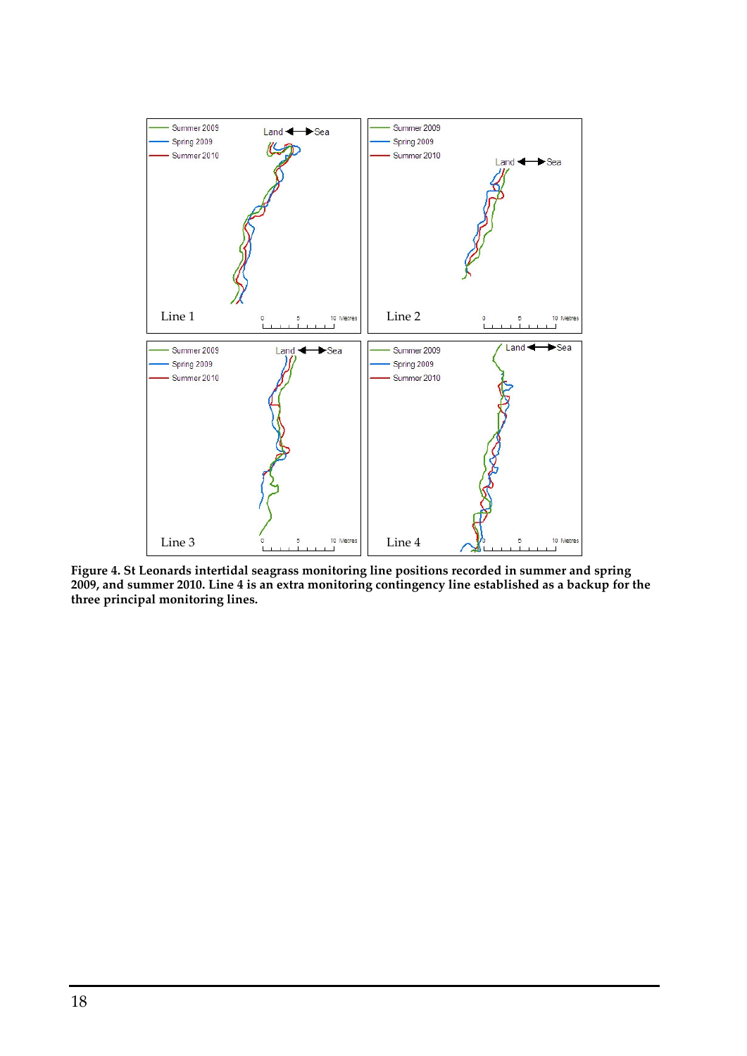**Figure 4. St Leonards intertidal seagrass monitoring line positions recorded in summer and spring 2009, and summer 2010. Line 4 is an extra monitoring contingency line established as a backup for the three principal monitoring lines.**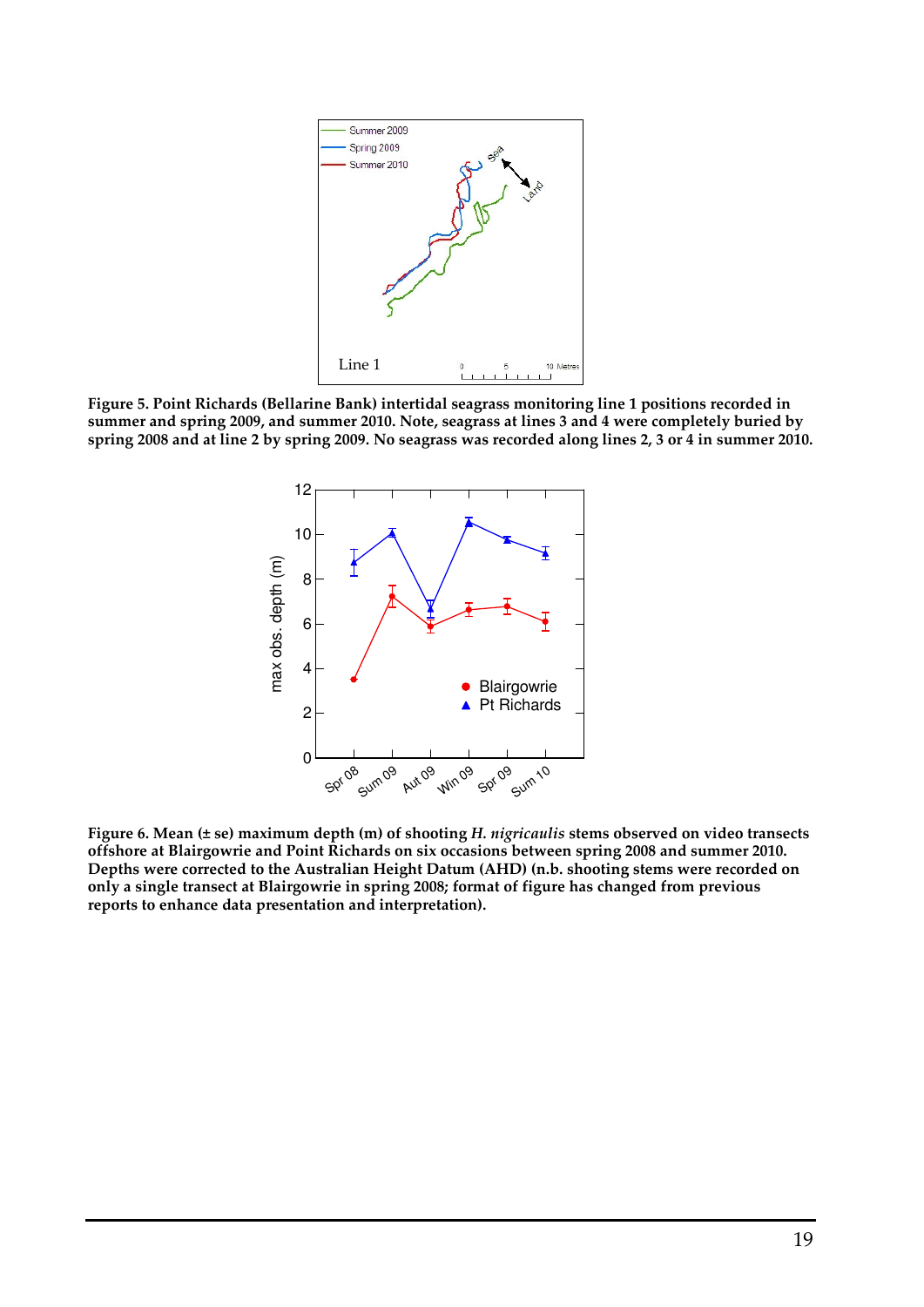**Figure 5. Point Richards (Bellarine Bank) intertidal seagrass monitoring line 1 positions recorded in summer and spring 2009, and summer 2010. Note, seagrass at lines 3 and 4 were completely buried by spring 2008 and at line 2 by spring 2009. No seagrass was recorded along lines 2, 3 or 4 in summer 2010.**

**Figure 6. Mean (± se) maximum depth (m) of shooting *H. nigricaulis* stems observed on video transects offshore at Blairgowrie and Point Richards on six occasions between spring 2008 and summer 2010. Depths were corrected to the Australian Height Datum (AHD) (n.b. shooting stems were recorded on only a single transect at Blairgowrie in spring 2008; format of figure has changed from previous reports to enhance data presentation and interpretation).**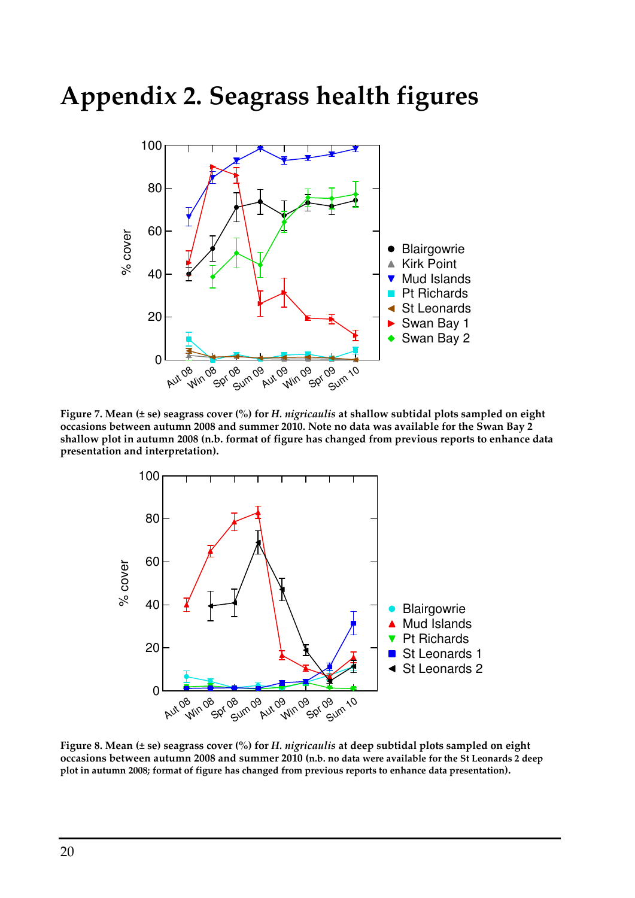# Appendix 2. Seagrass health figures

**Figure 7. Mean (± se) seagrass cover (%) for *H. nigricaulis* at shallow subtidal plots sampled on eight occasions between autumn 2008 and summer 2010. Note no data was available for the Swan Bay 2 shallow plot in autumn 2008 (n.b. format of figure has changed from previous reports to enhance data presentation and interpretation).**

**Figure 8. Mean (± se) seagrass cover (%) for *H. nigricaulis* at deep subtidal plots sampled on eight occasions between autumn 2008 and summer 2010 (n.b. no data were available for the St Leonards 2 deep plot in autumn 2008; format of figure has changed from previous reports to enhance data presentation).**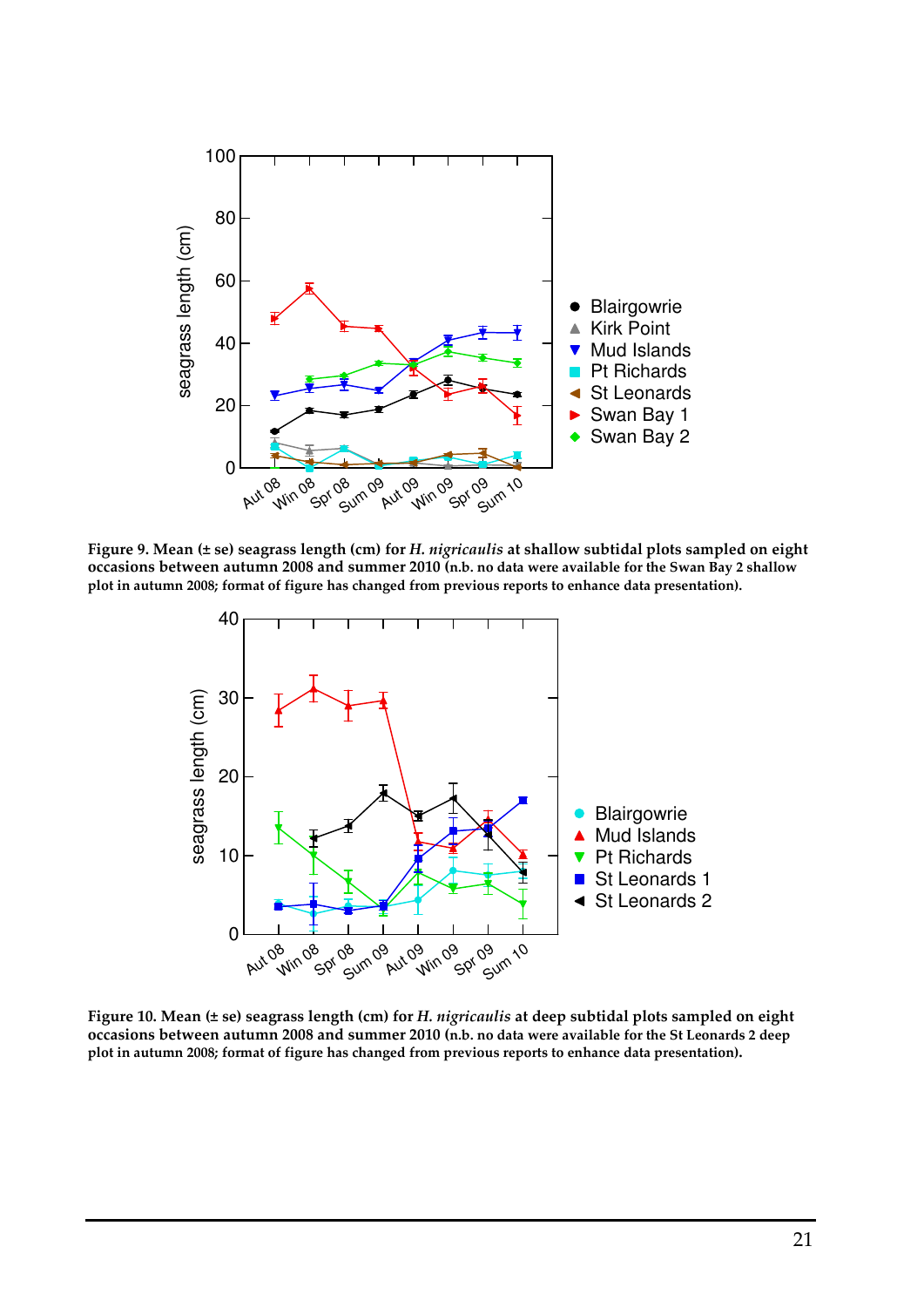**Figure 9. Mean (± se) seagrass length (cm) for *H. nigricaulis* at shallow subtidal plots sampled on eight occasions between autumn 2008 and summer 2010** (n.b. no data were available for the Swan Bay 2 shallow plot in autumn 2008; format of figure has changed from previous reports to enhance data presentation).

**Figure 10. Mean (± se) seagrass length (cm) for *H. nigricaulis* at deep subtidal plots sampled on eight occasions between autumn 2008 and summer 2010** (n.b. no data were available for the St Leonards 2 deep plot in autumn 2008; format of figure has changed from previous reports to enhance data presentation).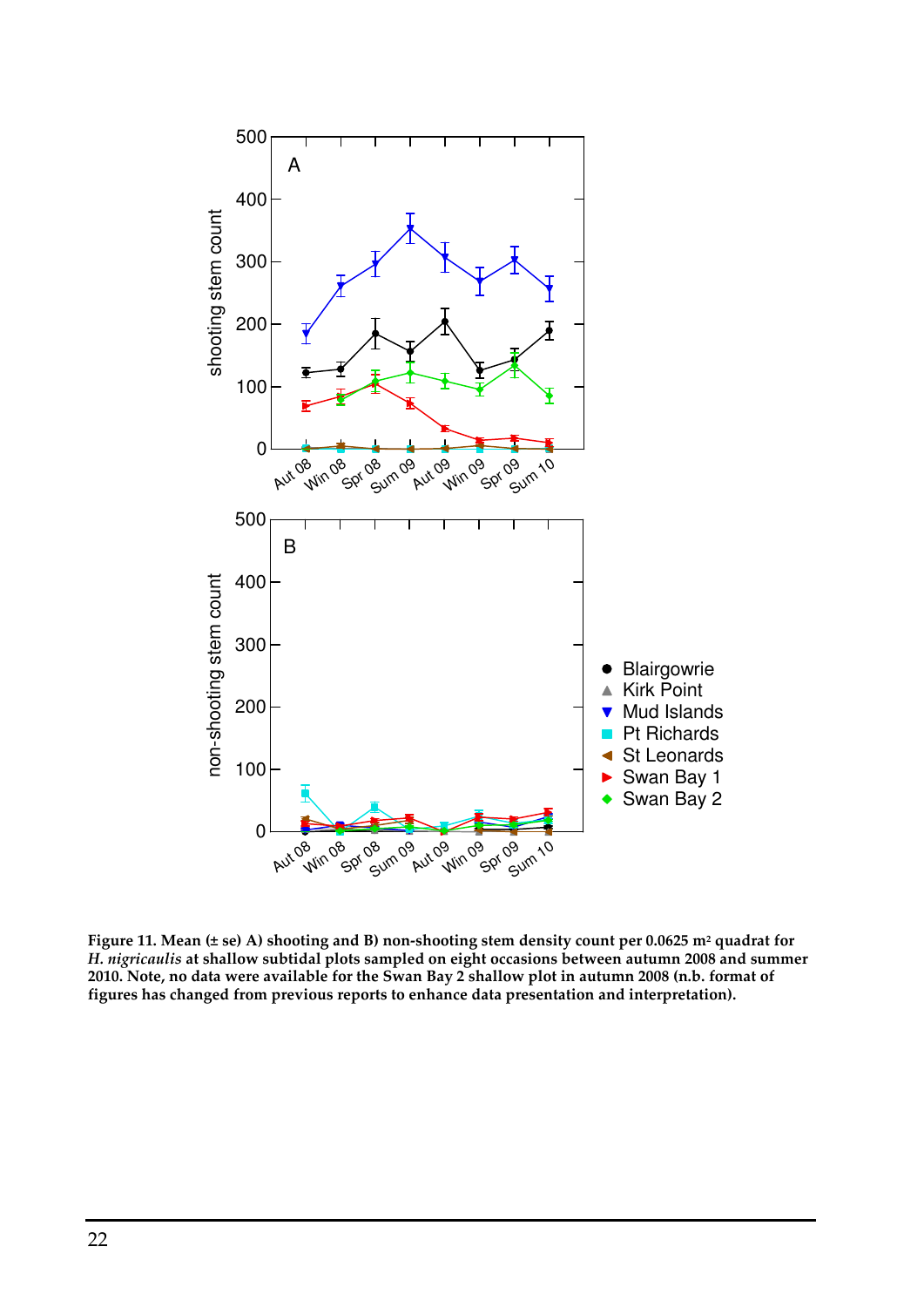**Figure 11. Mean (± se) A) shooting and B) non-shooting stem density count per 0.0625 m² quadrat for *H. nigricaulis* at shallow subtidal plots sampled on eight occasions between autumn 2008 and summer 2010. Note, no data were available for the Swan Bay 2 shallow plot in autumn 2008 (n.b. format of figures has changed from previous reports to enhance data presentation and interpretation).**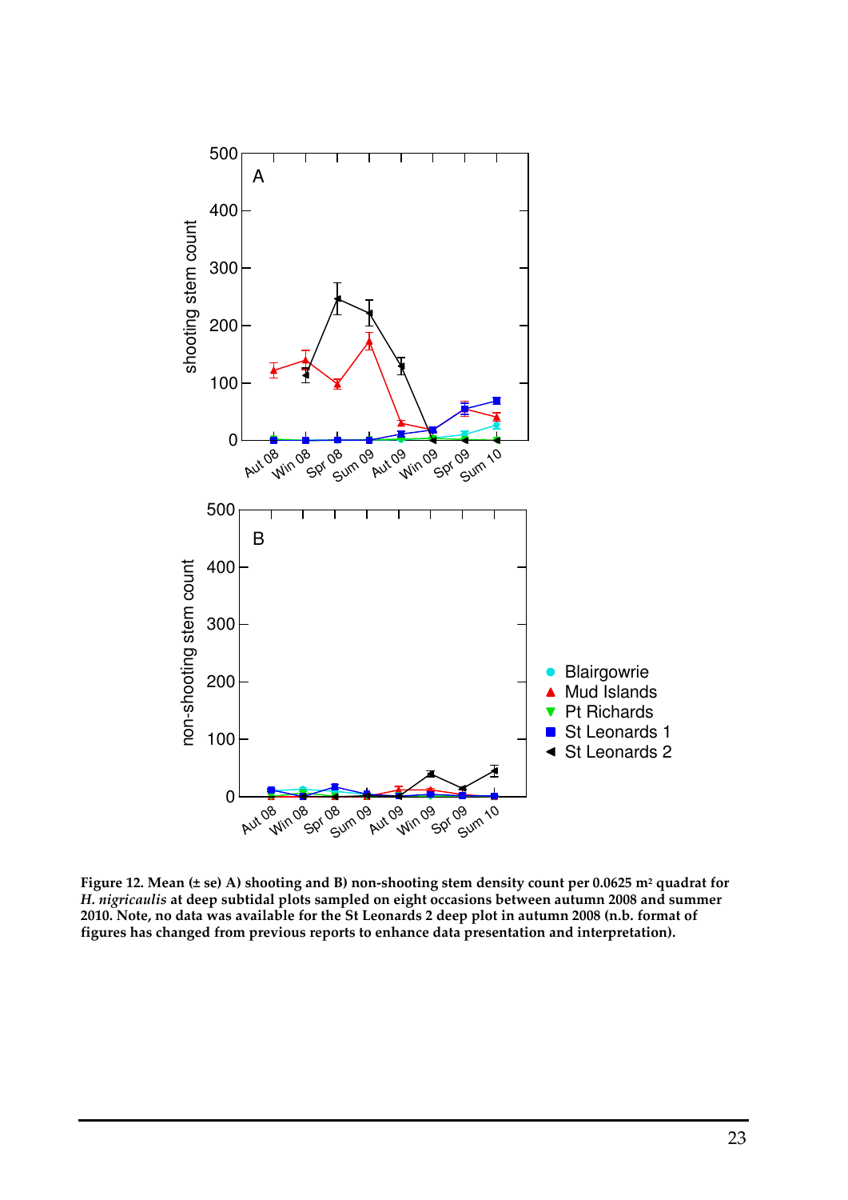**Figure 12. Mean (± se) A) shooting and B) non-shooting stem density count per 0.0625 m² quadrat for *H. nigricaulis* at deep subtidal plots sampled on eight occasions between autumn 2008 and summer 2010. Note, no data was available for the St Leonards 2 deep plot in autumn 2008 (n.b. format of figures has changed from previous reports to enhance data presentation and interpretation).**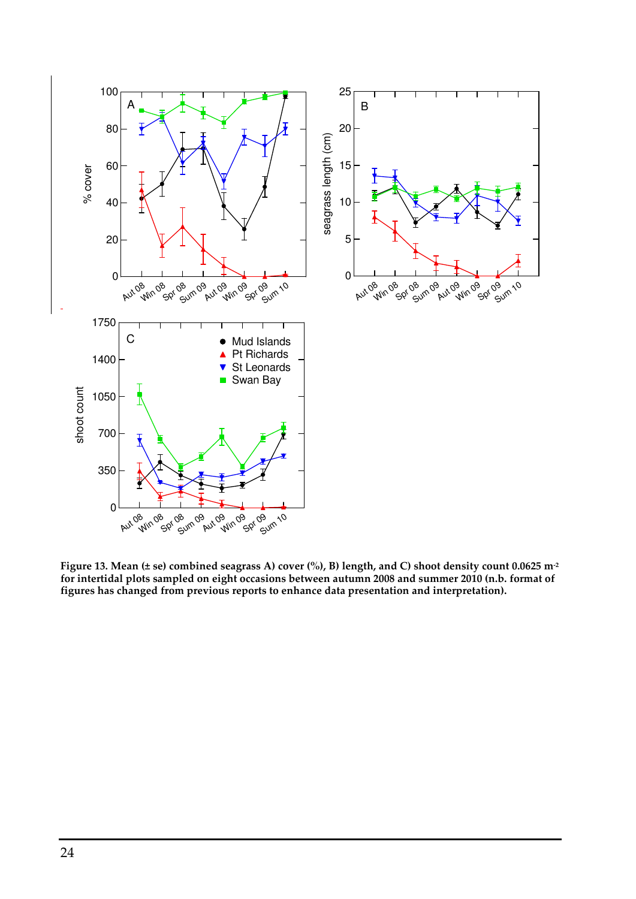**Figure 13. Mean (± se) combined seagrass A) cover (%), B) length, and C) shoot density count 0.0625 m$^{-2}$ for intertidal plots sampled on eight occasions between autumn 2008 and summer 2010 (n.b. format of figures has changed from previous reports to enhance data presentation and interpretation).**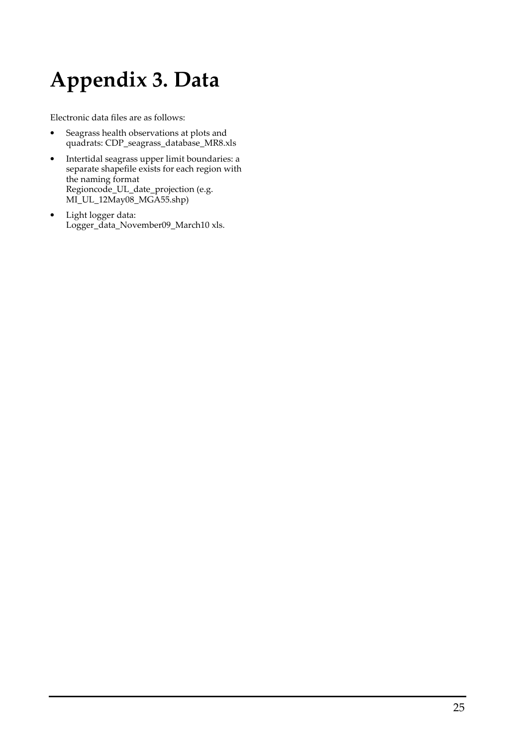# Appendix 3. Data

Electronic data files are as follows:

- Seagrass health observations at plots and quadrats: CDP_seagrass_database_MR8.xls
- Intertidal seagrass upper limit boundaries: a separate shapefile exists for each region with the naming format Regioncode_UL_date_projection (e.g. MI_UL_12May08_MGA55.shp)
- Light logger data: Logger_data_November09_March10 xls.